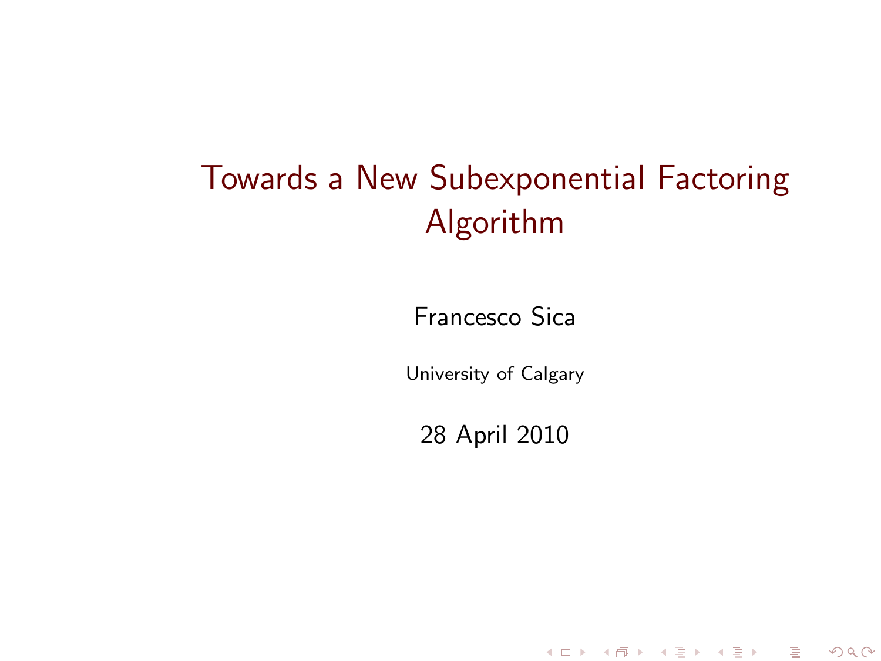# Towards a New Subexponential Factoring Algorithm

Francesco Sica

University of Calgary

28 April 2010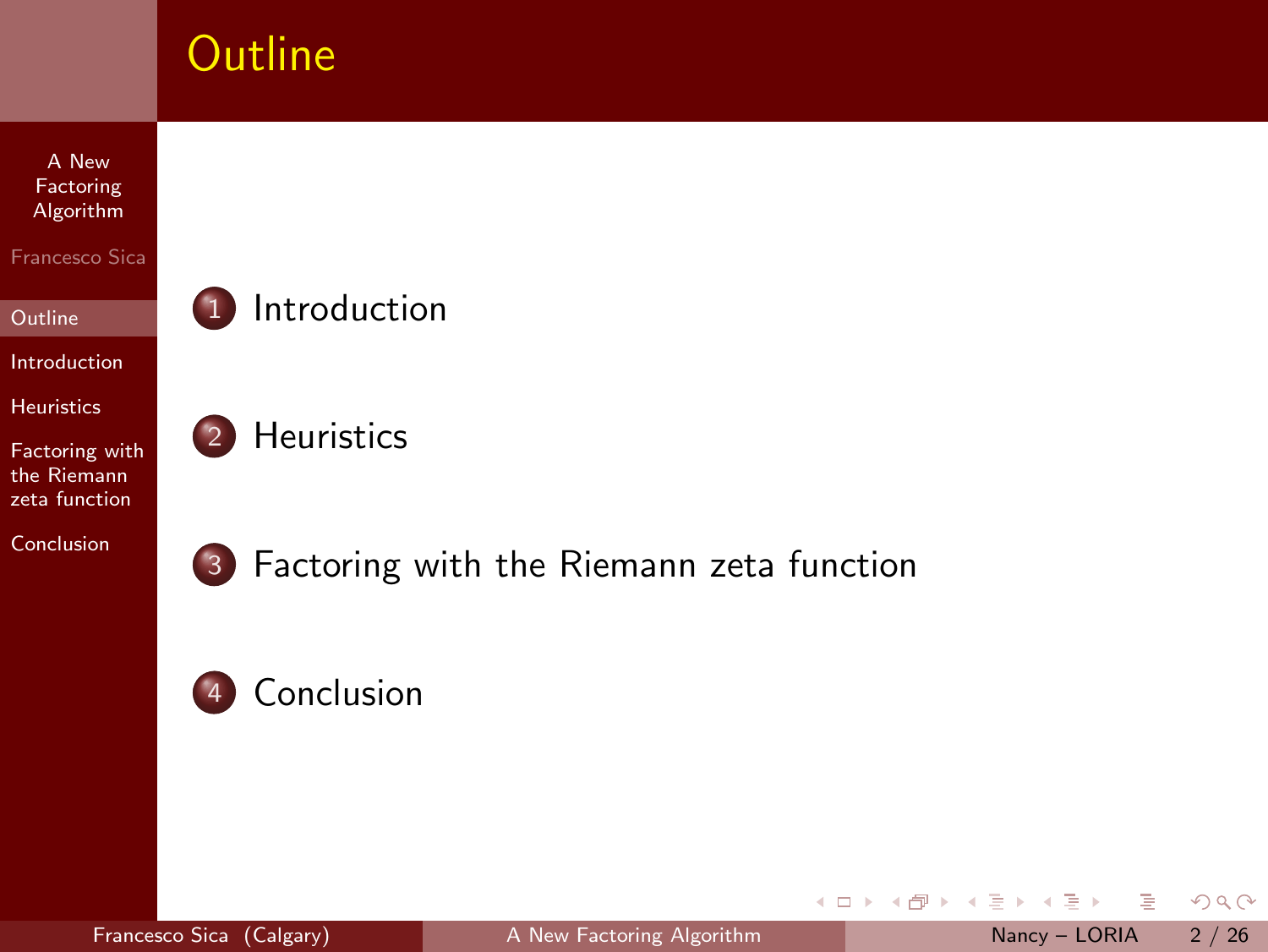# Outline

1. Introduction
2. Heuristics
3. Factoring with the Riemann zeta function
4. Conclusion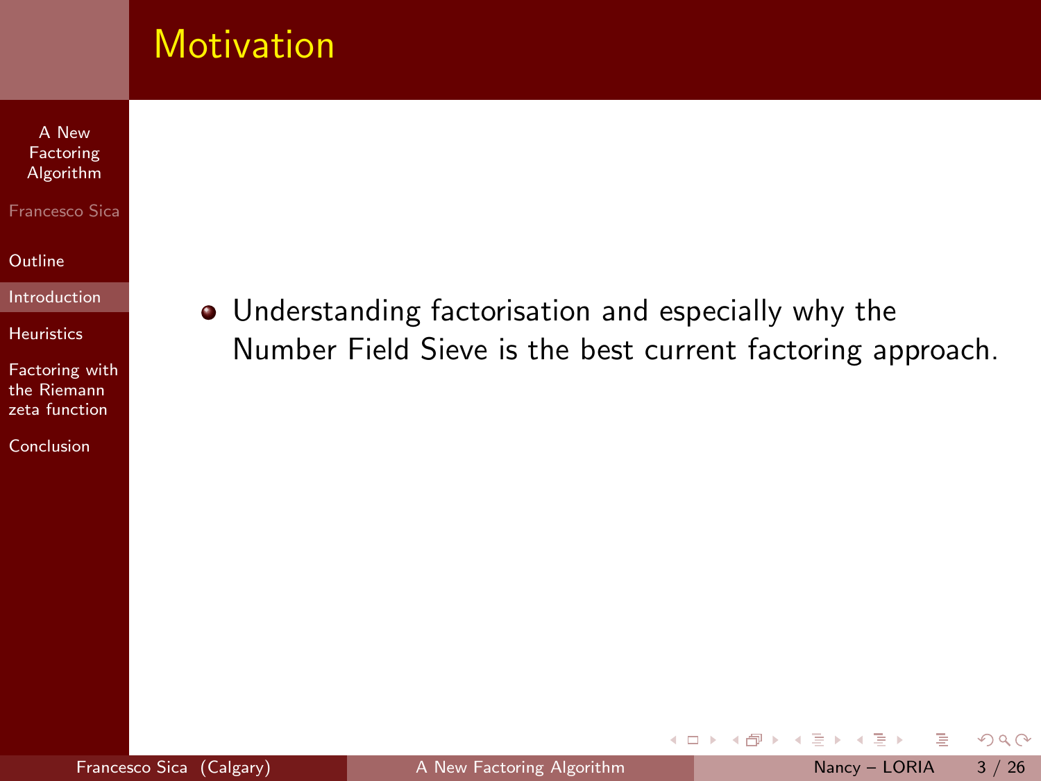## Motivation

- Understanding factorisation and especially why the Number Field Sieve is the best current factoring approach.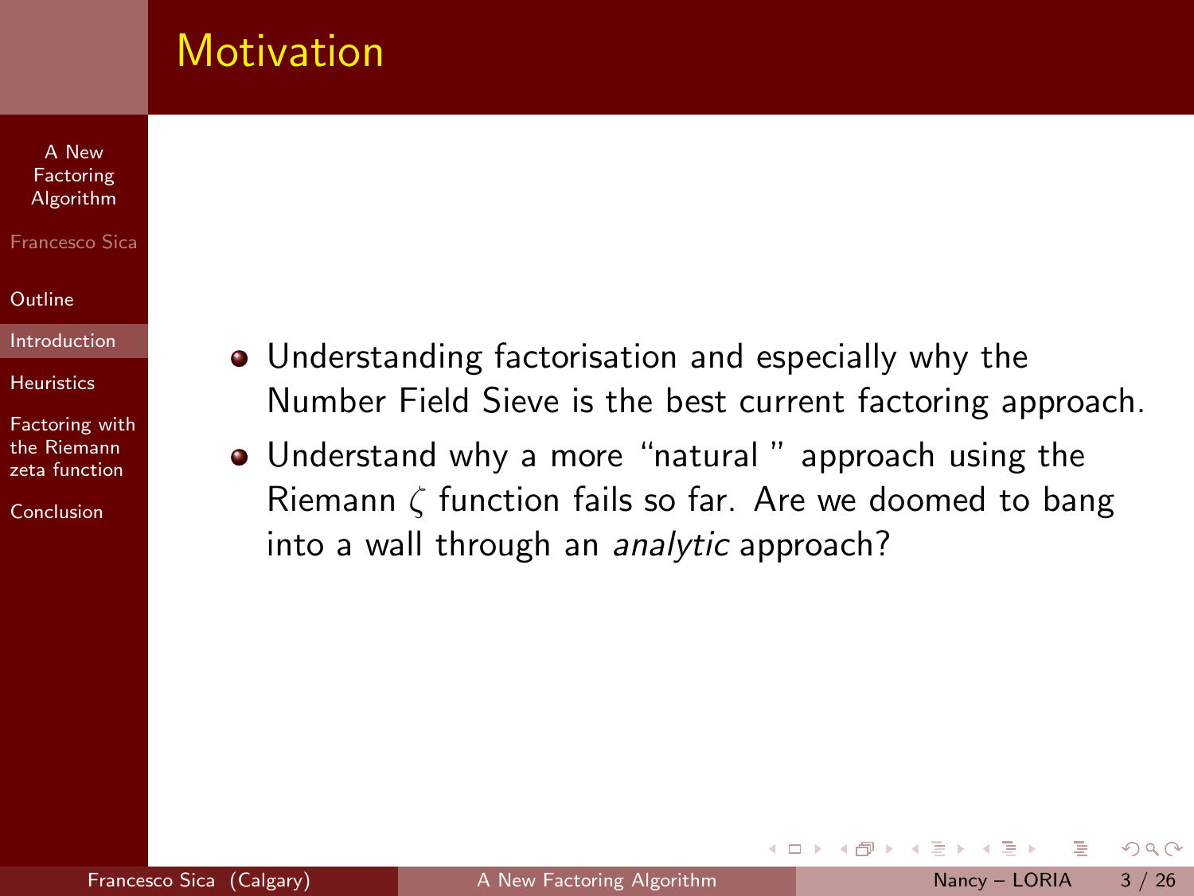# Motivation

- Understanding factorisation and especially why the Number Field Sieve is the best current factoring approach.
- Understand why a more "natural " approach using the Riemann $\zeta$ function fails so far. Are we doomed to bang into a wall through an *analytic* approach?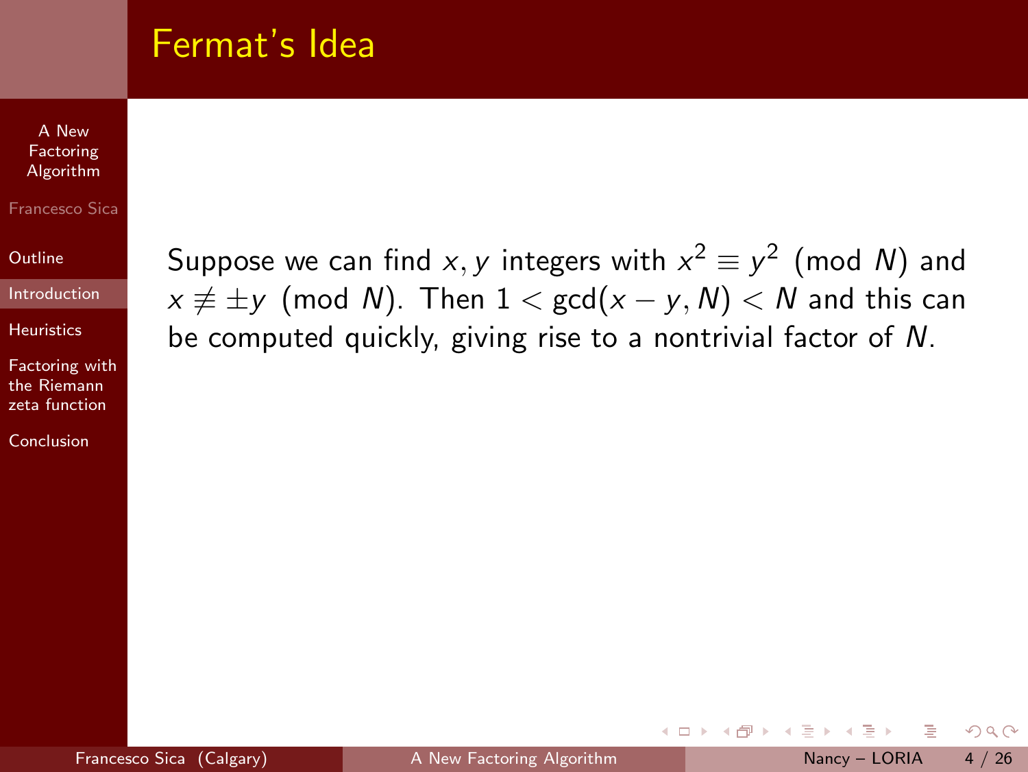# Fermat's Idea

Suppose we can find $x, y$ integers with $x^2 \equiv y^2 \pmod{N}$ and $x \not\equiv \pm y \pmod{N}$. Then $1 < \gcd(x - y, N) < N$ and this can be computed quickly, giving rise to a nontrivial factor of $N$.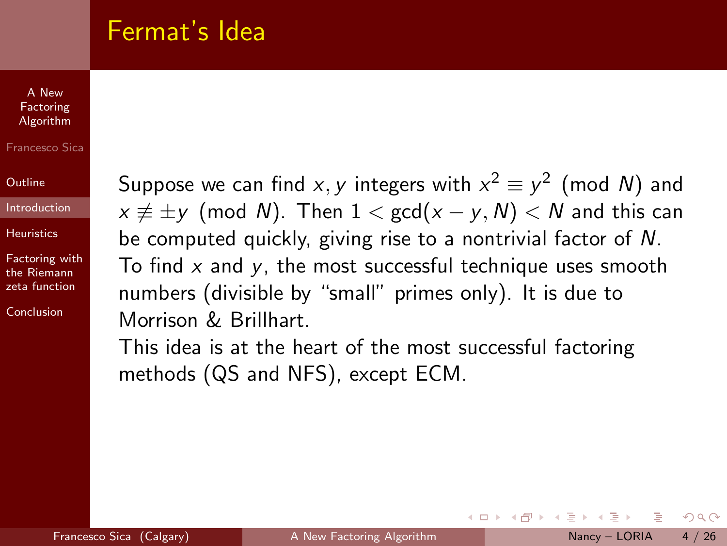# Fermat's Idea

Suppose we can find $x, y$ integers with $x^2 \equiv y^2 \pmod{N}$ and $x \not\equiv \pm y \pmod{N}$. Then $1 < \gcd(x - y, N) < N$ and this can be computed quickly, giving rise to a nontrivial factor of $N$.

To find $x$ and $y$, the most successful technique uses smooth numbers (divisible by "small" primes only). It is due to Morrison & Brillhart.

This idea is at the heart of the most successful factoring methods (QS and NFS), except ECM.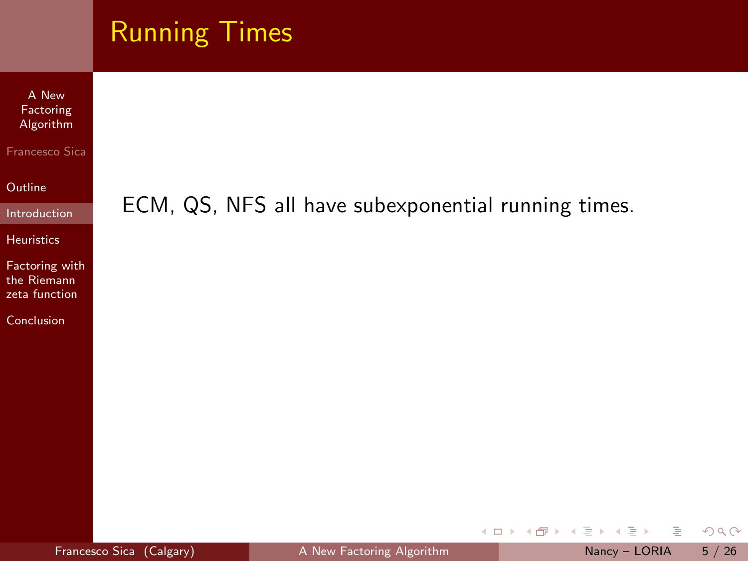# Running Times

ECM, QS, NFS all have subexponential running times.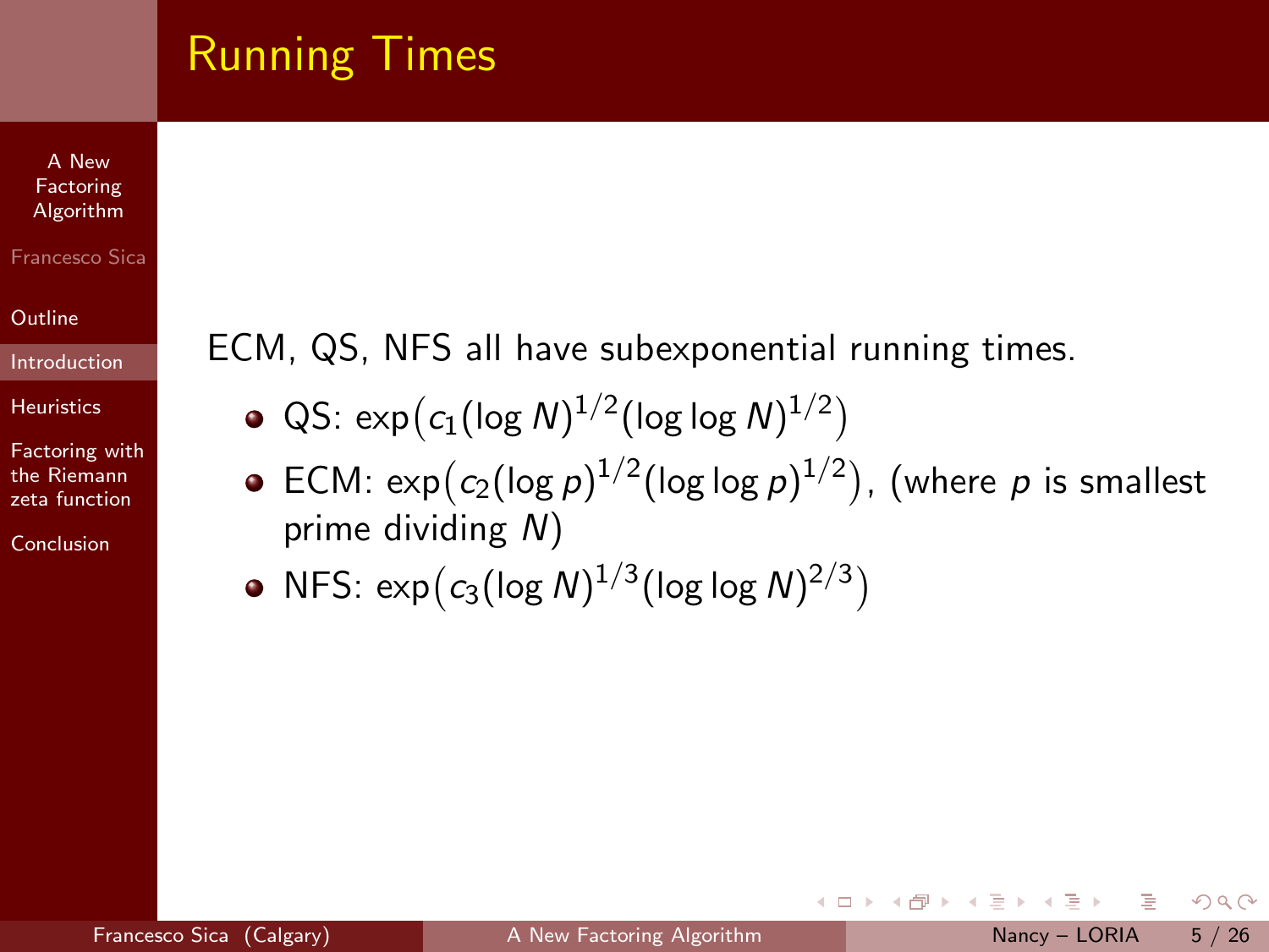## Running Times

ECM, QS, NFS all have subexponential running times.

- QS: $\exp\big(c_1(\log N)^{1/2}(\log\log N)^{1/2}\big)$
- ECM: $\exp\big(c_2(\log p)^{1/2}(\log\log p)^{1/2}\big)$, (where $p$ is smallest prime dividing $N$)
- NFS: $\exp\big(c_3(\log N)^{1/3}(\log\log N)^{2/3}\big)$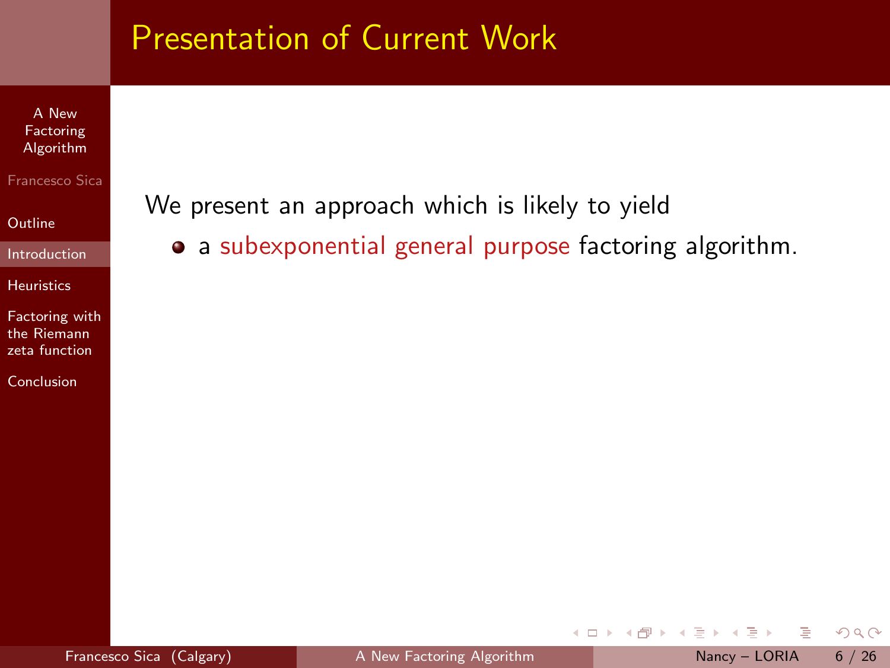# Presentation of Current Work

We present an approach which is likely to yield

- a subexponential general purpose factoring algorithm.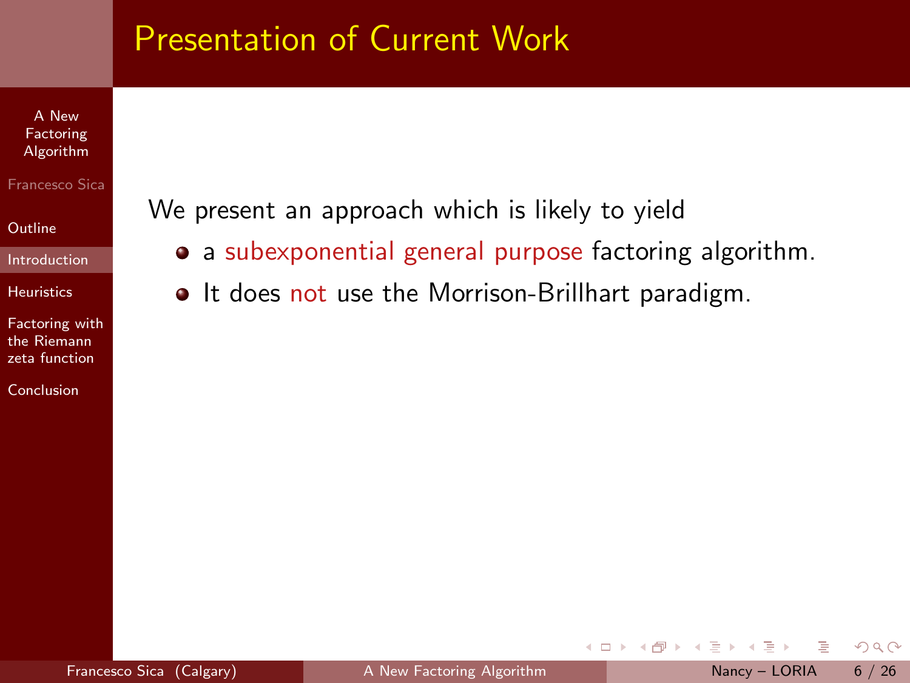# Presentation of Current Work

We present an approach which is likely to yield

- a subexponential general purpose factoring algorithm.
- It does not use the Morrison-Brillhart paradigm.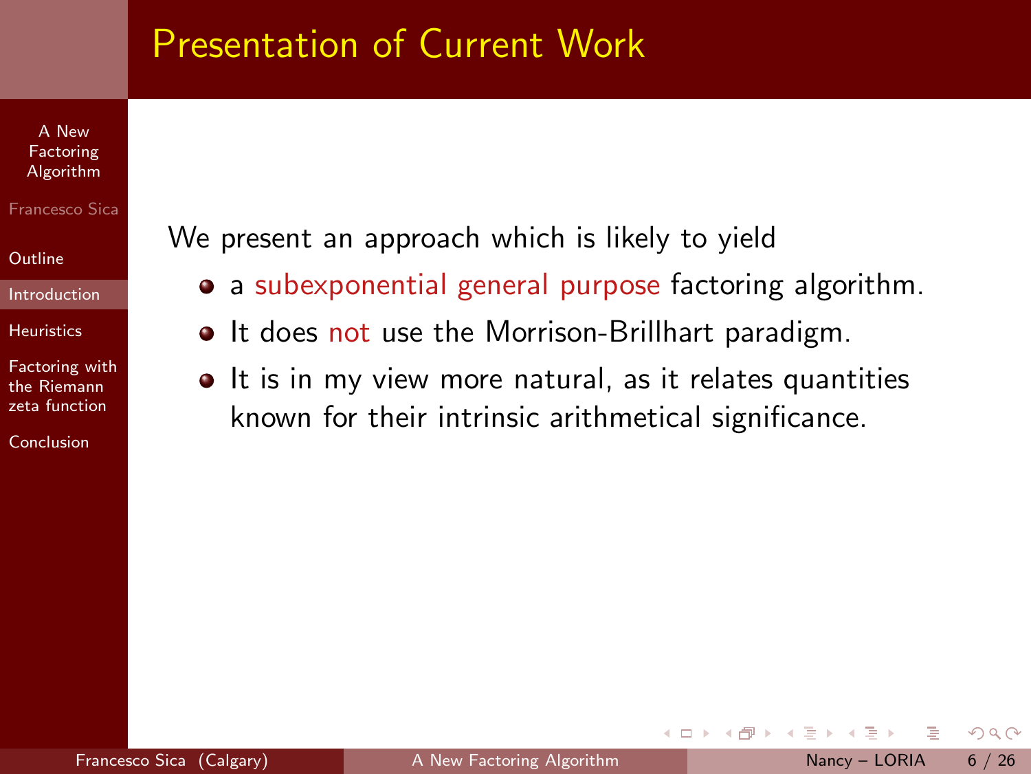# Presentation of Current Work

We present an approach which is likely to yield

- a subexponential general purpose factoring algorithm.
- It does not use the Morrison-Brillhart paradigm.
- It is in my view more natural, as it relates quantities known for their intrinsic arithmetical significance.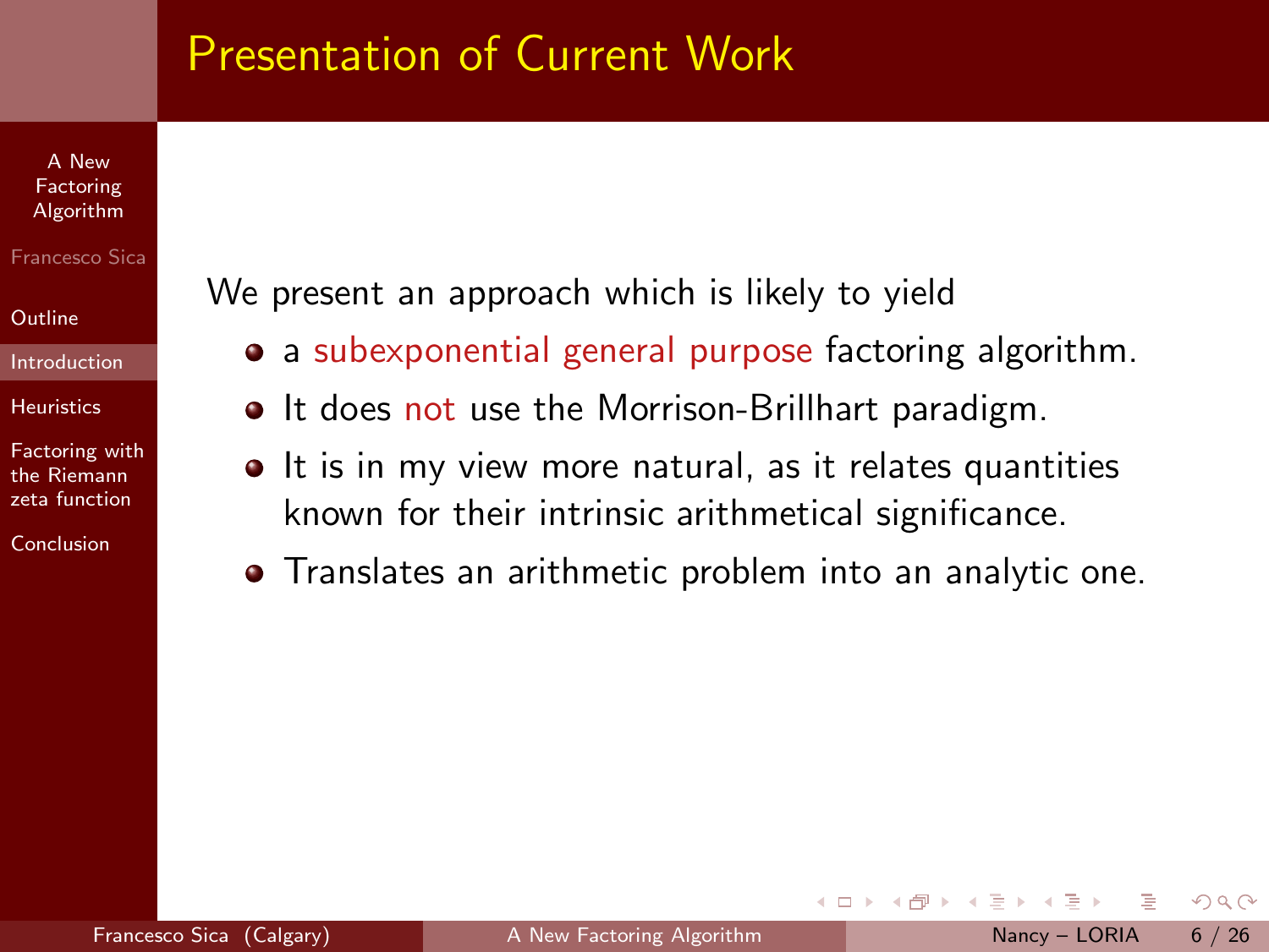## Presentation of Current Work

We present an approach which is likely to yield

- a subexponential general purpose factoring algorithm.
- It does not use the Morrison-Brillhart paradigm.
- It is in my view more natural, as it relates quantities known for their intrinsic arithmetical significance.
- Translates an arithmetic problem into an analytic one.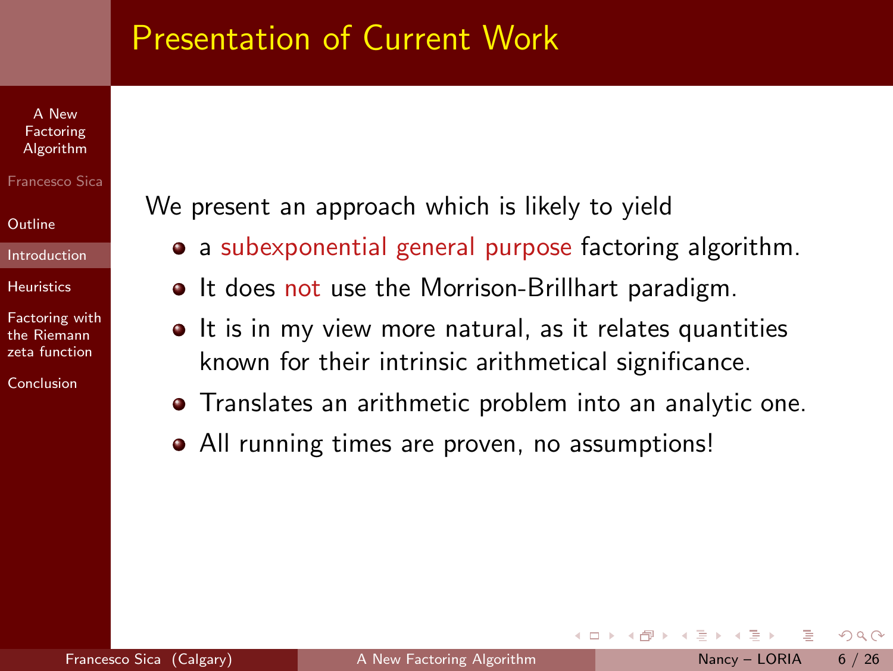# Presentation of Current Work

We present an approach which is likely to yield

- a subexponential general purpose factoring algorithm.
- It does not use the Morrison-Brillhart paradigm.
- It is in my view more natural, as it relates quantities known for their intrinsic arithmetical significance.
- Translates an arithmetic problem into an analytic one.
- All running times are proven, no assumptions!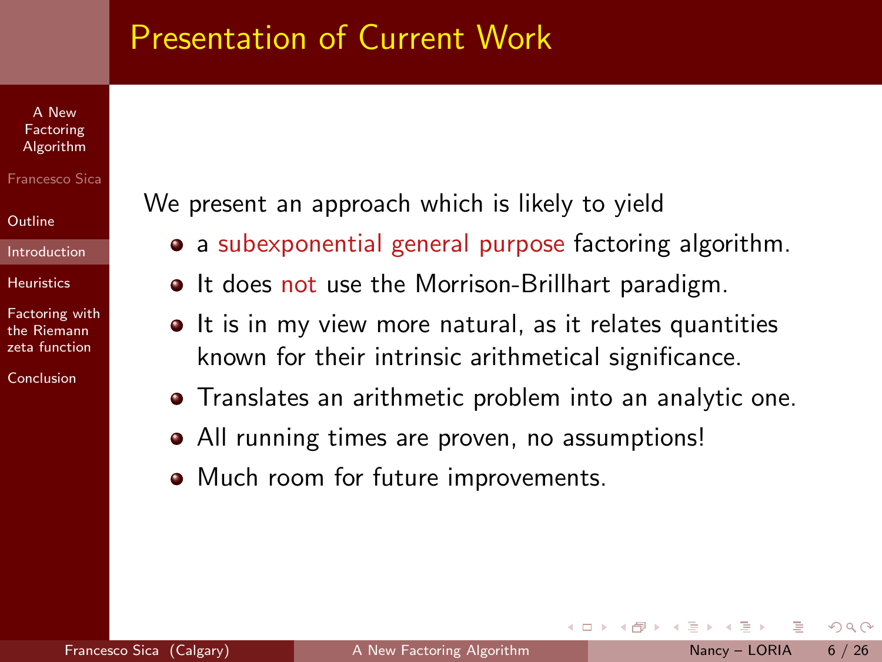# Presentation of Current Work

We present an approach which is likely to yield

- a subexponential general purpose factoring algorithm.
- It does not use the Morrison-Brillhart paradigm.
- It is in my view more natural, as it relates quantities known for their intrinsic arithmetical significance.
- Translates an arithmetic problem into an analytic one.
- All running times are proven, no assumptions!
- Much room for future improvements.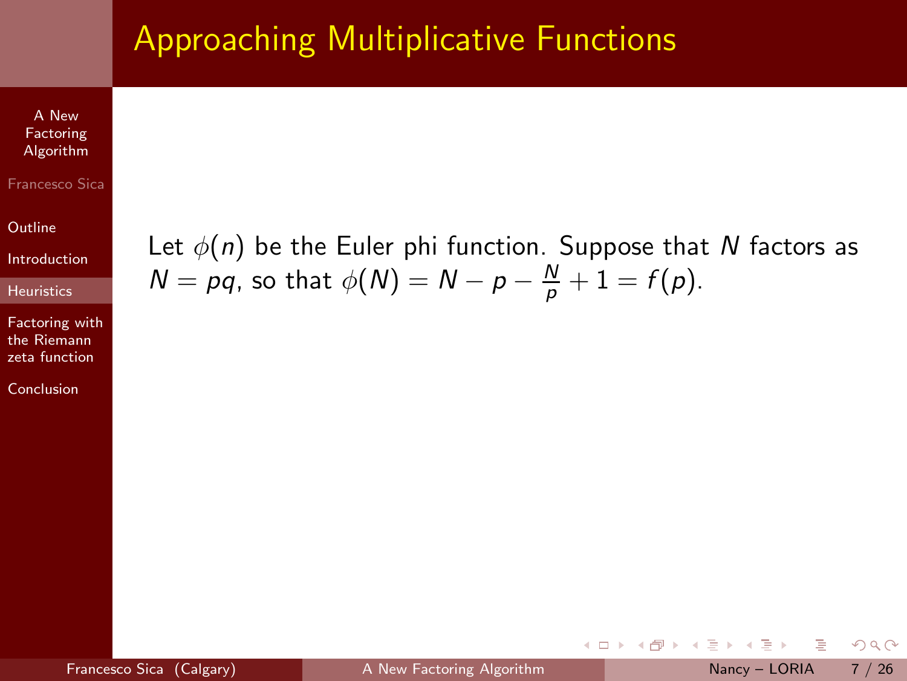# Approaching Multiplicative Functions

Let $\phi(n)$ be the Euler phi function. Suppose that $N$ factors as $N = pq$, so that $\phi(N) = N - p - \frac{N}{p} + 1 = f(p)$.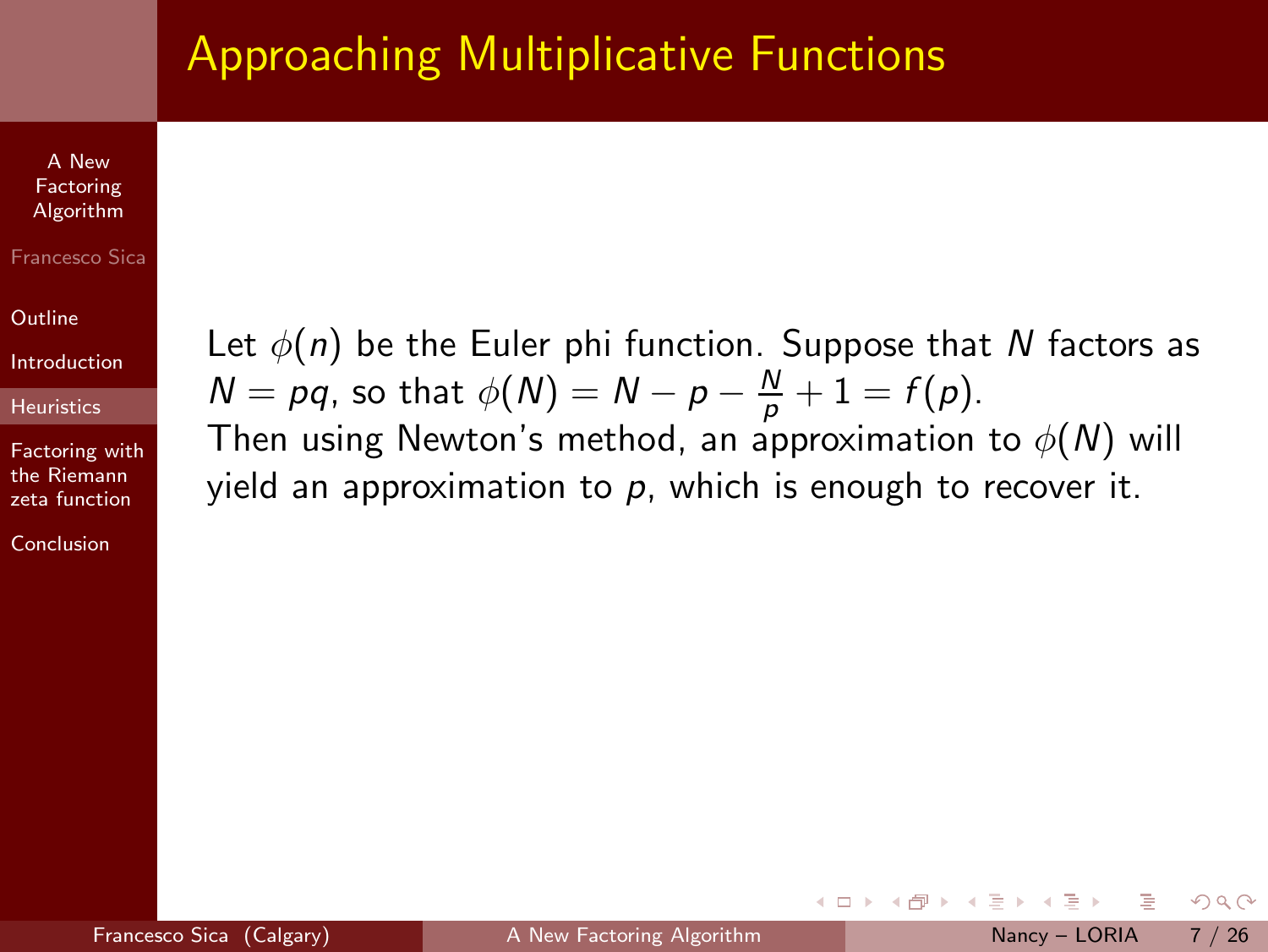# Approaching Multiplicative Functions

Let $\phi(n)$ be the Euler phi function. Suppose that $N$ factors as $N = pq$, so that $\phi(N) = N - p - \frac{N}{p} + 1 = f(p)$.
Then using Newton's method, an approximation to $\phi(N)$ will yield an approximation to $p$, which is enough to recover it.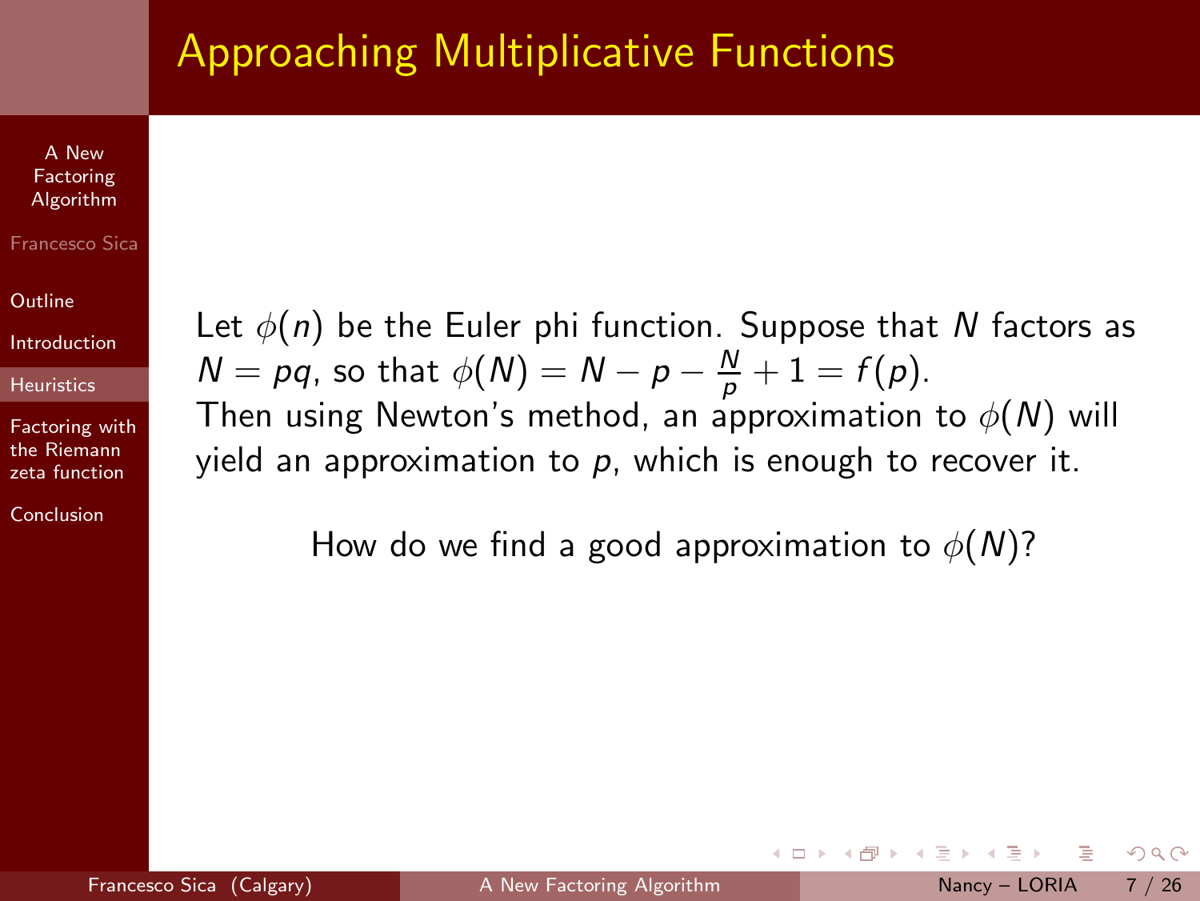# Approaching Multiplicative Functions

Let $\phi(n)$ be the Euler phi function. Suppose that $N$ factors as $N = pq$, so that $\phi(N) = N - p - \frac{N}{p} + 1 = f(p)$.
Then using Newton's method, an approximation to $\phi(N)$ will yield an approximation to $p$, which is enough to recover it.

How do we find a good approximation to $\phi(N)$?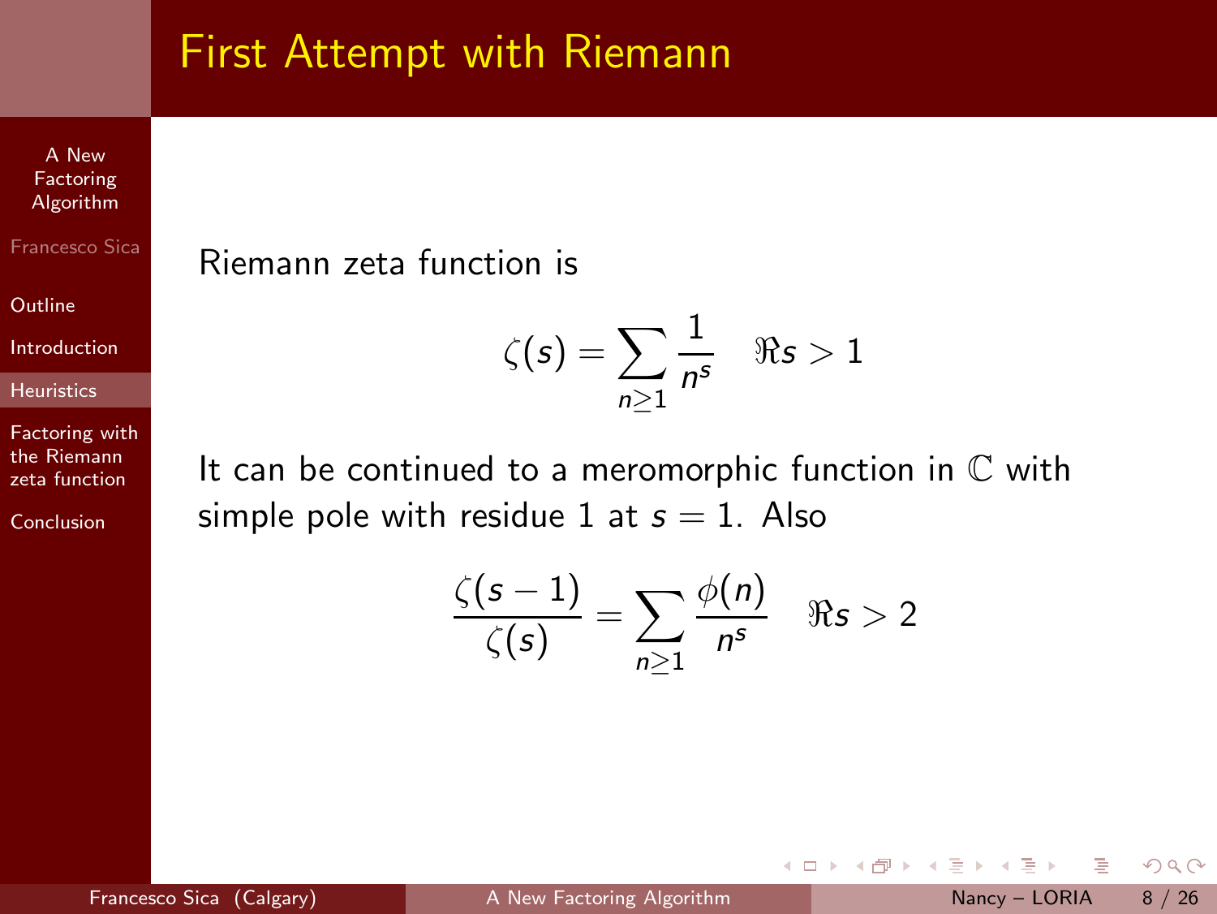# First Attempt with Riemann

Riemann zeta function is

$$\zeta(s) = \sum_{n \geq 1} \frac{1}{n^s} \quad \Re s > 1$$

It can be continued to a meromorphic function in $\mathbb{C}$ with simple pole with residue 1 at $s = 1$. Also

$$\frac{\zeta(s-1)}{\zeta(s)} = \sum_{n \geq 1} \frac{\phi(n)}{n^s} \quad \Re s > 2$$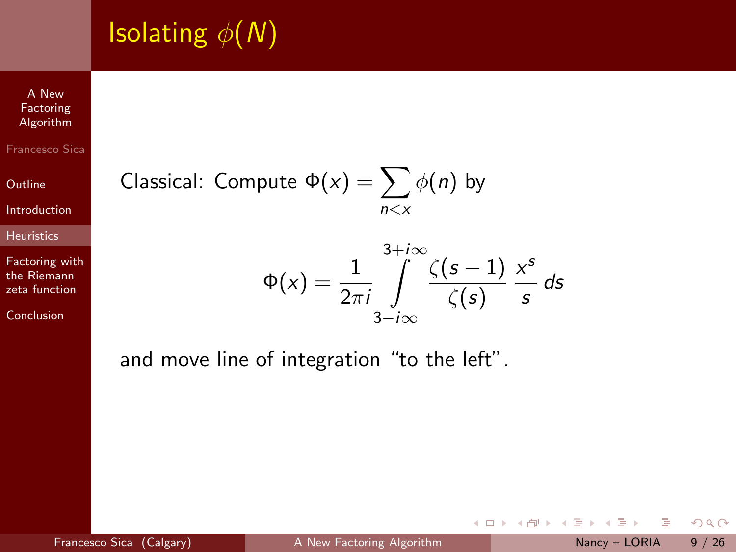# Isolating $\phi(N)$

Classical: Compute $\Phi(x) = \sum_{n<x} \phi(n)$ by

$$\Phi(x) = \frac{1}{2\pi i} \int_{3-i\infty}^{3+i\infty} \frac{\zeta(s-1)}{\zeta(s)} \frac{x^s}{s} \, ds$$

and move line of integration "to the left".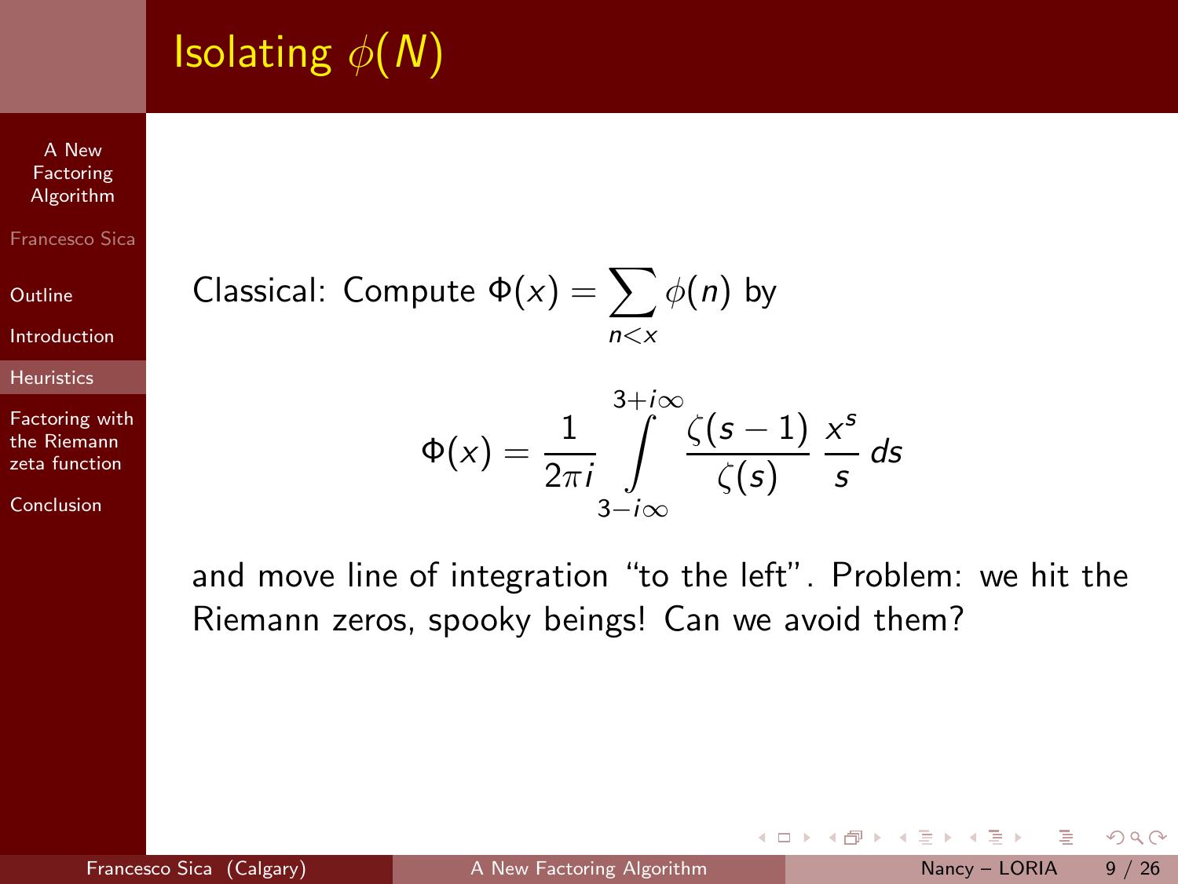# Isolating $\phi(N)$

Classical: Compute $\Phi(x) = \sum_{n<x} \phi(n)$ by

$$\Phi(x) = \frac{1}{2\pi i} \int_{3-i\infty}^{3+i\infty} \frac{\zeta(s-1)}{\zeta(s)} \frac{x^s}{s} \, ds$$

and move line of integration "to the left". Problem: we hit the Riemann zeros, spooky beings! Can we avoid them?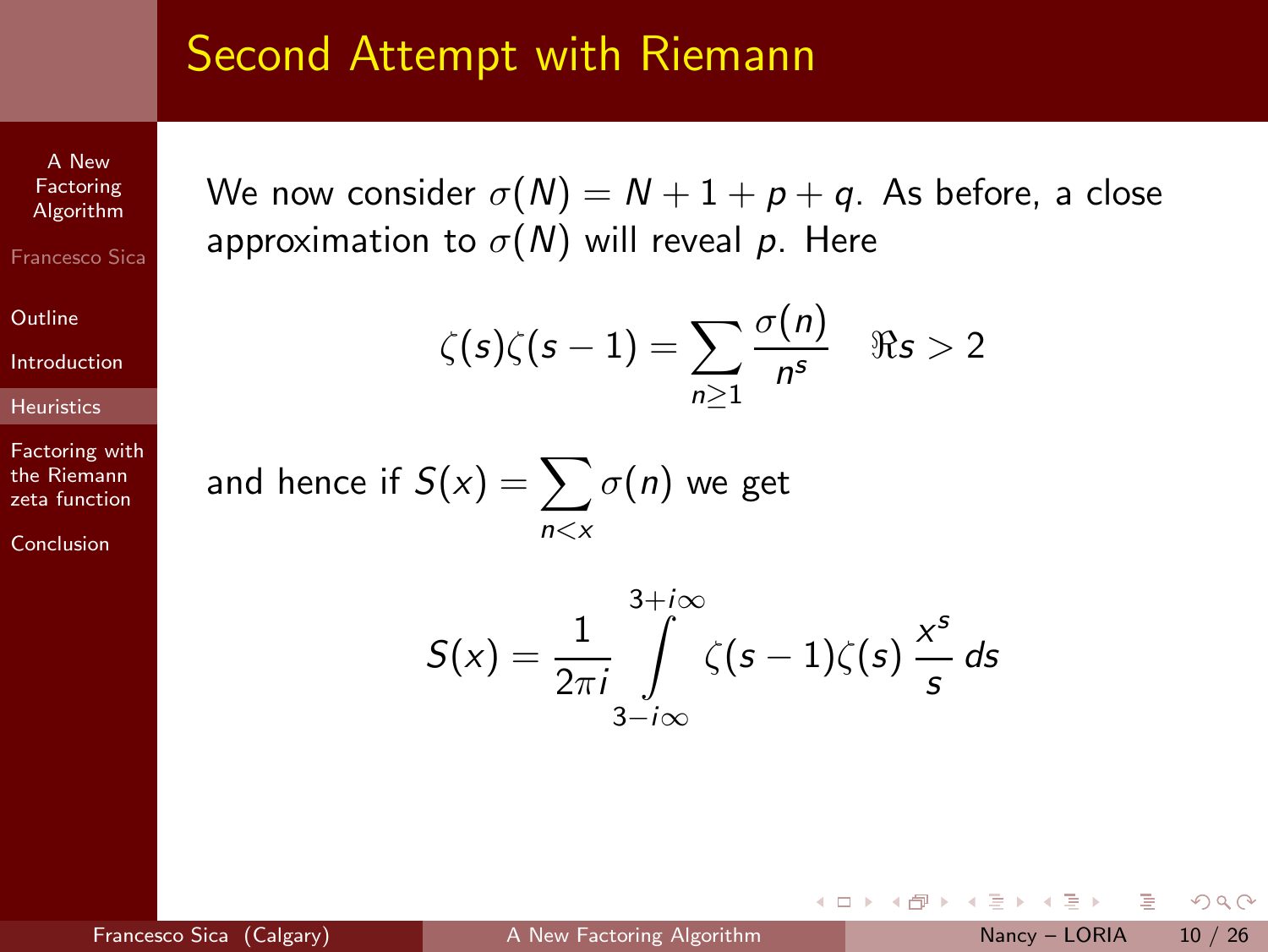# Second Attempt with Riemann

We now consider $\sigma(N) = N + 1 + p + q$. As before, a close approximation to $\sigma(N)$ will reveal $p$. Here

$$\zeta(s)\zeta(s-1) = \sum_{n \geq 1} \frac{\sigma(n)}{n^s} \quad \Re s > 2$$

and hence if $S(x) = \sum_{n<x} \sigma(n)$ we get

$$S(x) = \frac{1}{2\pi i} \int_{3-i\infty}^{3+i\infty} \zeta(s-1)\zeta(s)\, \frac{x^s}{s}\, ds$$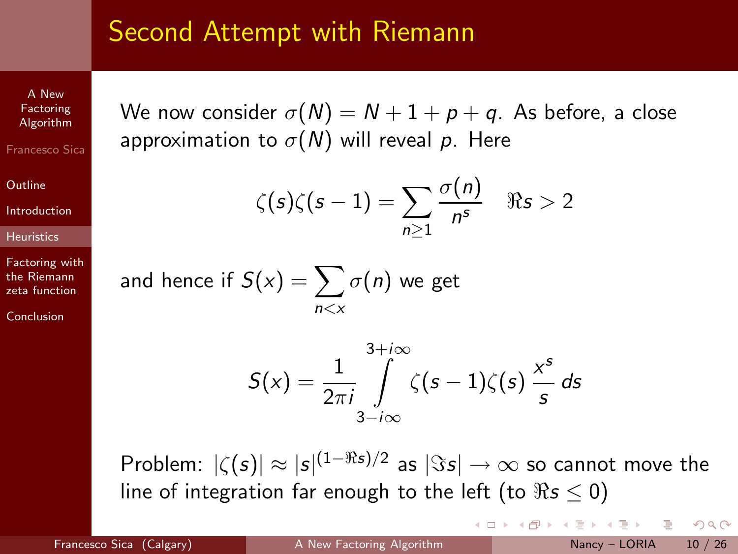# Second Attempt with Riemann

We now consider $\sigma(N) = N + 1 + p + q$. As before, a close approximation to $\sigma(N)$ will reveal $p$. Here

$$\zeta(s)\zeta(s-1) = \sum_{n \geq 1} \frac{\sigma(n)}{n^s} \quad \Re s > 2$$

and hence if $S(x) = \sum_{n<x} \sigma(n)$ we get

$$S(x) = \frac{1}{2\pi i} \int_{3-i\infty}^{3+i\infty} \zeta(s-1)\zeta(s) \frac{x^s}{s} \, ds$$

Problem: $|\zeta(s)| \approx |s|^{(1-\Re s)/2}$ as $|\Im s| \to \infty$ so cannot move the line of integration far enough to the left (to $\Re s \leq 0$)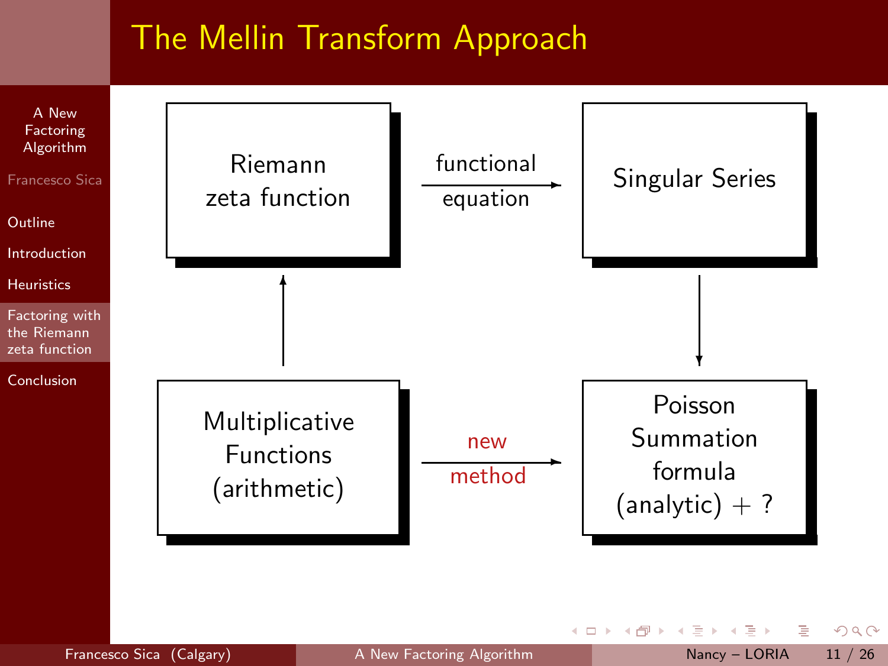# The Mellin Transform Approach

Riemann zeta function

functional equation

Singular Series

Multiplicative Functions (arithmetic)

new method

Poisson Summation formula (analytic) + ?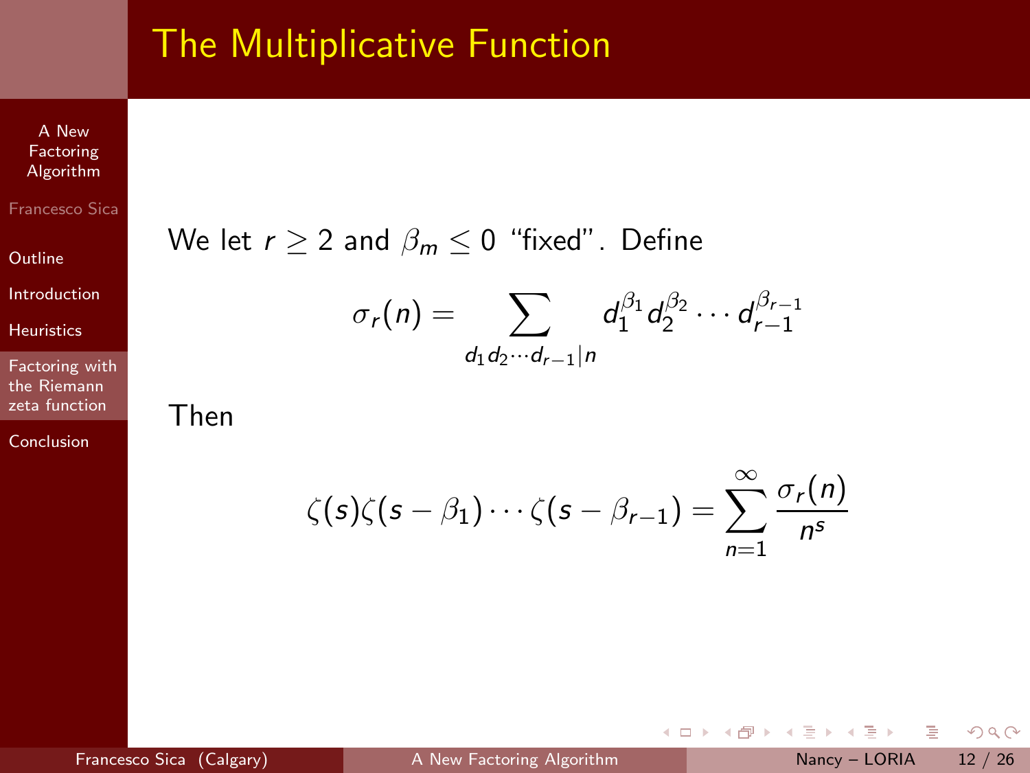# The Multiplicative Function

We let $r \geq 2$ and $\beta_m \leq 0$ "fixed". Define

$$\sigma_r(n) = \sum_{d_1 d_2 \cdots d_{r-1} | n} d_1^{\beta_1} d_2^{\beta_2} \cdots d_{r-1}^{\beta_{r-1}}$$

Then

$$\zeta(s)\zeta(s-\beta_1)\cdots\zeta(s-\beta_{r-1}) = \sum_{n=1}^{\infty} \frac{\sigma_r(n)}{n^s}$$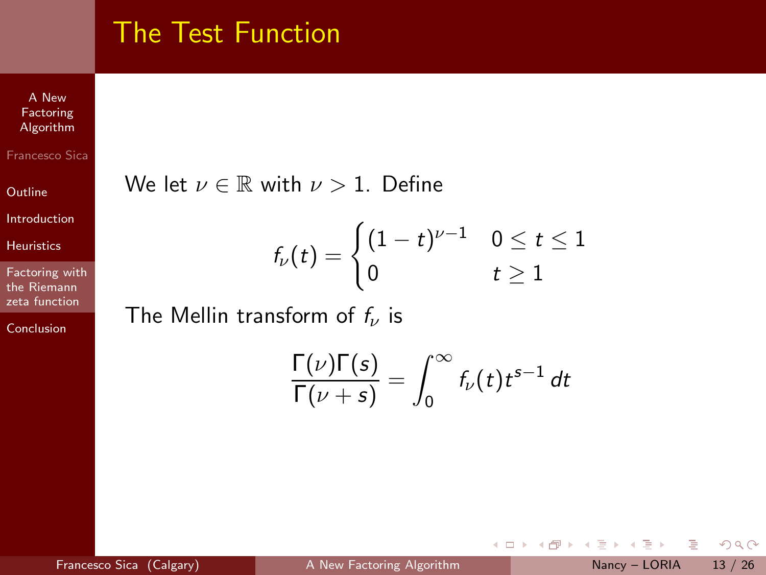# The Test Function

We let $\nu \in \mathbb{R}$ with $\nu > 1$. Define

$$f_\nu(t) = \begin{cases} (1-t)^{\nu-1} & 0 \leq t \leq 1 \\ 0 & t \geq 1 \end{cases}$$

The Mellin transform of $f_\nu$ is

$$\frac{\Gamma(\nu)\Gamma(s)}{\Gamma(\nu+s)} = \int_0^\infty f_\nu(t) t^{s-1}\, dt$$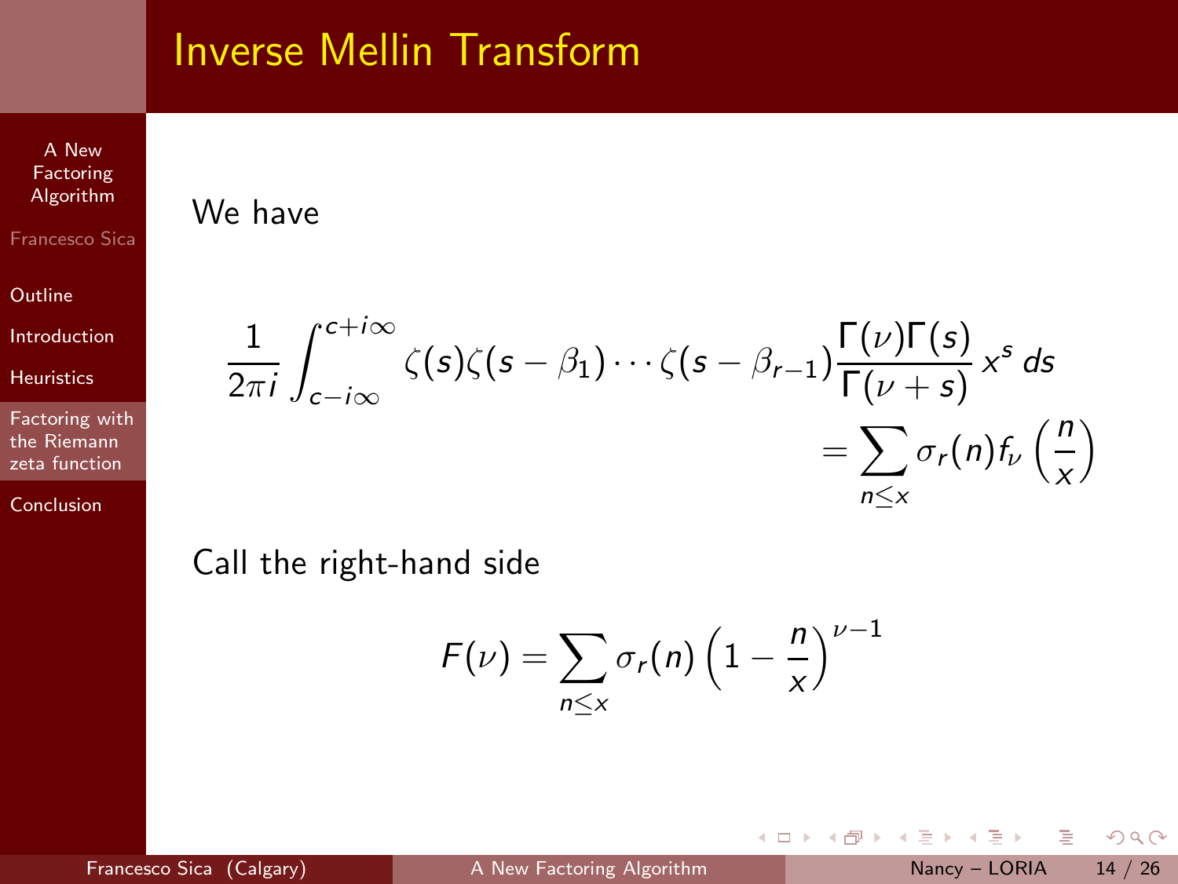# Inverse Mellin Transform

We have

$$\frac{1}{2\pi i}\int_{c-i\infty}^{c+i\infty} \zeta(s)\zeta(s-\beta_1)\cdots\zeta(s-\beta_{r-1})\frac{\Gamma(\nu)\Gamma(s)}{\Gamma(\nu+s)}x^s\,ds = \sum_{n\le x}\sigma_r(n)f_\nu\left(\frac{n}{x}\right)$$

Call the right-hand side

$$F(\nu)=\sum_{n\le x}\sigma_r(n)\left(1-\frac{n}{x}\right)^{\nu-1}$$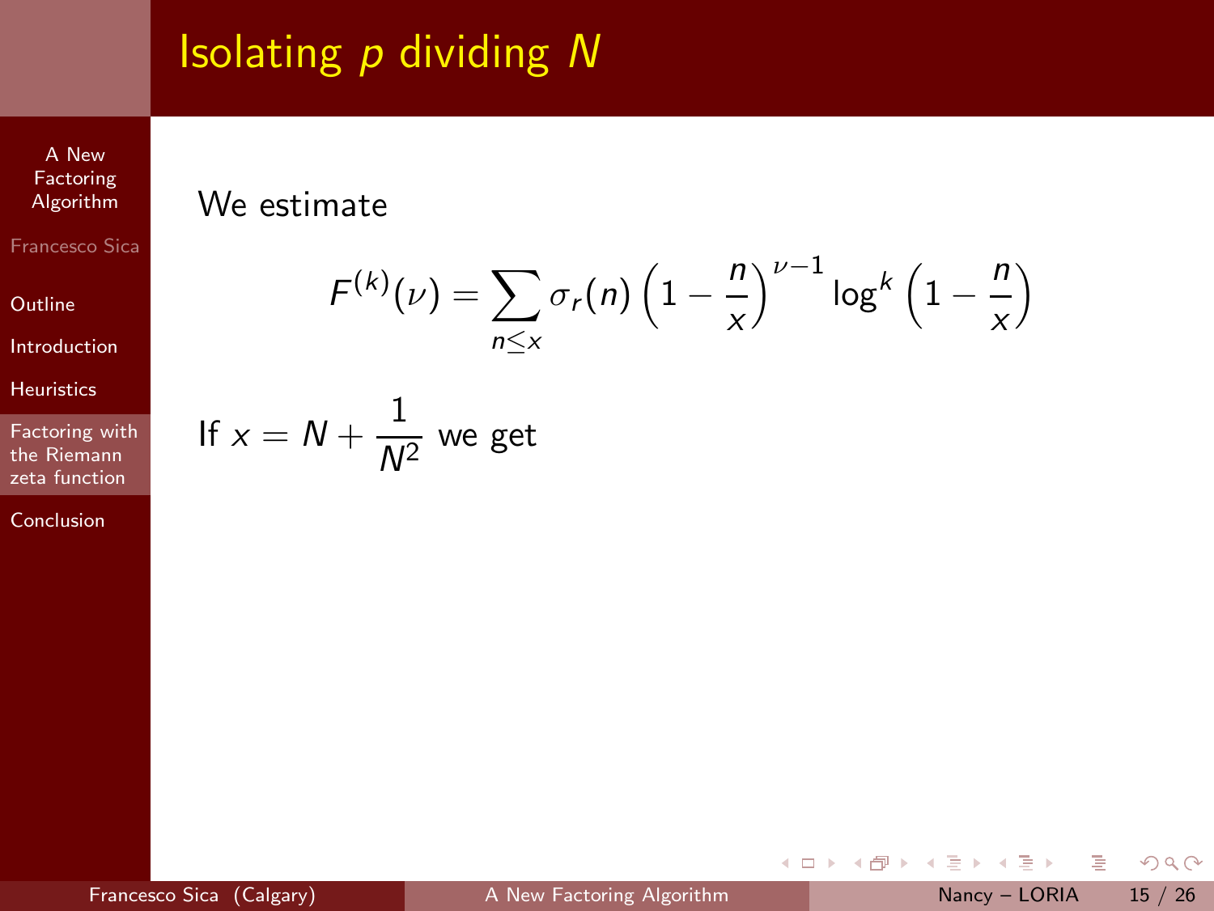# Isolating $p$ dividing $N$

We estimate

$$F^{(k)}(\nu) = \sum_{n \leq x} \sigma_r(n) \left(1 - \frac{n}{x}\right)^{\nu - 1} \log^k \left(1 - \frac{n}{x}\right)$$

If $x = N + \frac{1}{N^2}$ we get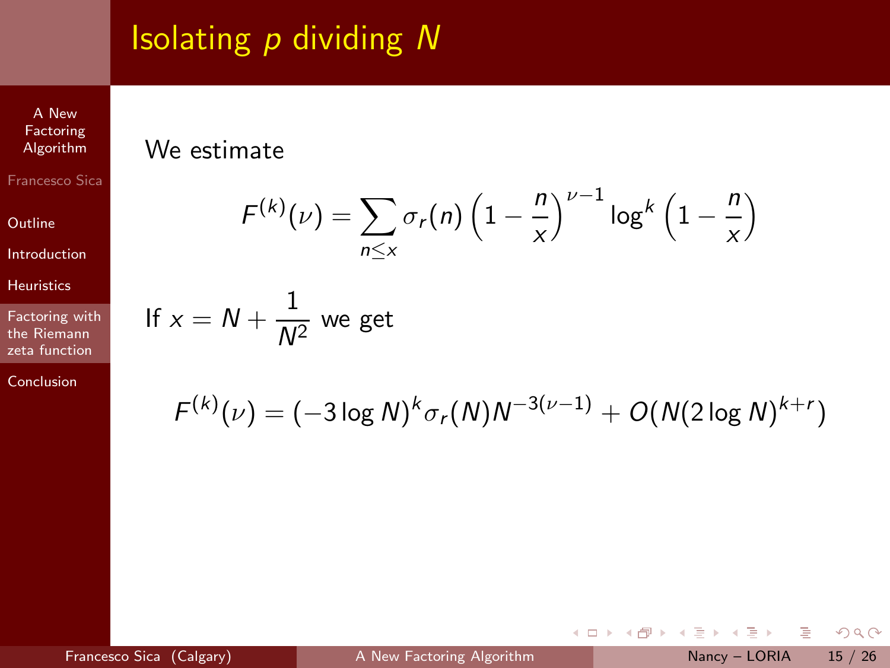# Isolating $p$ dividing $N$

We estimate

$$F^{(k)}(\nu) = \sum_{n \leq x} \sigma_r(n) \left(1 - \frac{n}{x}\right)^{\nu-1} \log^k \left(1 - \frac{n}{x}\right)$$

If $x = N + \frac{1}{N^2}$ we get

$$F^{(k)}(\nu) = (-3 \log N)^k \sigma_r(N) N^{-3(\nu-1)} + O(N(2 \log N)^{k+r})$$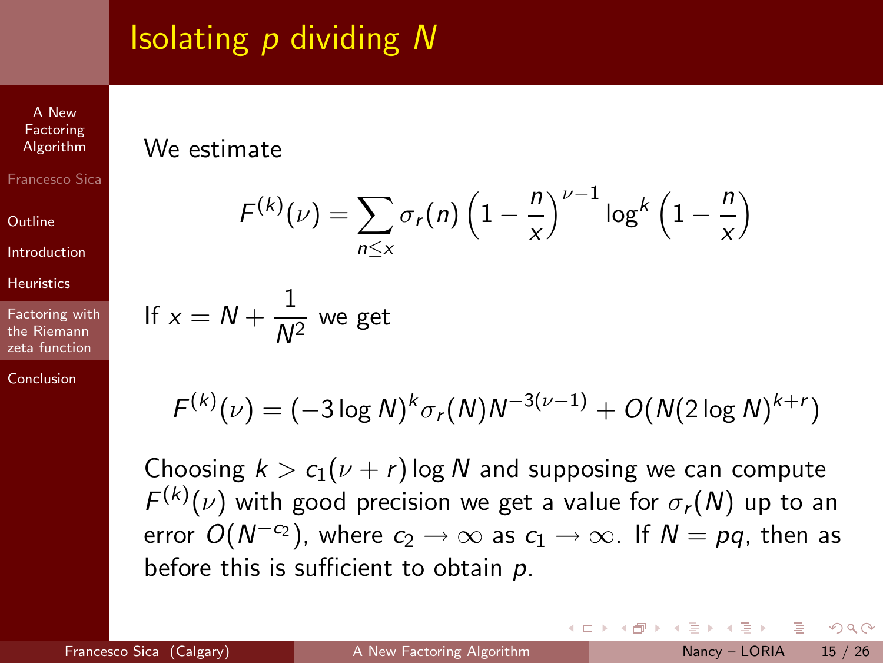## Isolating $p$ dividing $N$

We estimate

$$F^{(k)}(\nu) = \sum_{n \leq x} \sigma_r(n) \left(1 - \frac{n}{x}\right)^{\nu-1} \log^k \left(1 - \frac{n}{x}\right)$$

If $x = N + \frac{1}{N^2}$ we get

$$F^{(k)}(\nu) = (-3 \log N)^k \sigma_r(N) N^{-3(\nu-1)} + O(N(2 \log N)^{k+r})$$

Choosing $k > c_1(\nu + r) \log N$ and supposing we can compute $F^{(k)}(\nu)$ with good precision we get a value for $\sigma_r(N)$ up to an error $O(N^{-c_2})$, where $c_2 \to \infty$ as $c_1 \to \infty$. If $N = pq$, then as before this is sufficient to obtain $p$.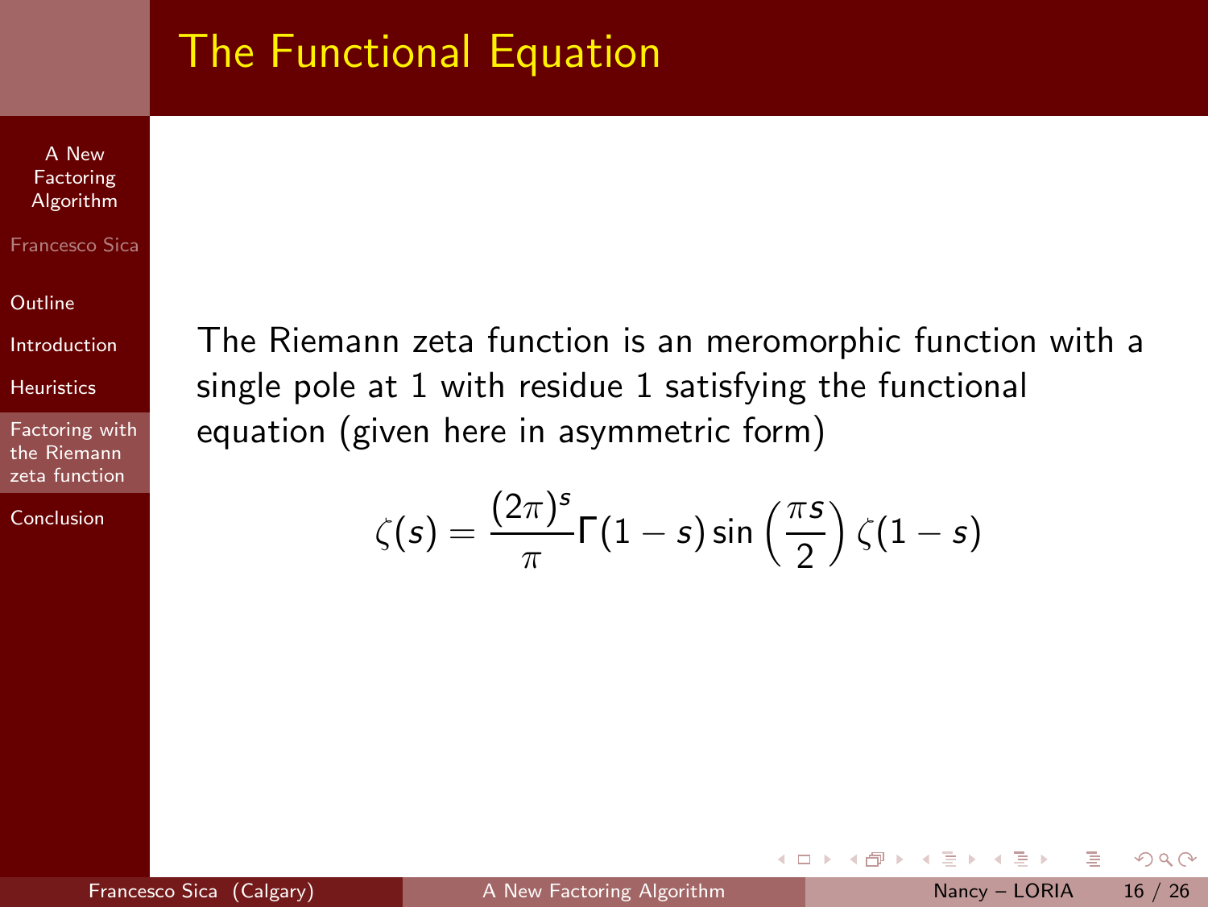# The Functional Equation

The Riemann zeta function is an meromorphic function with a single pole at 1 with residue 1 satisfying the functional equation (given here in asymmetric form)

$$\zeta(s) = \frac{(2\pi)^s}{\pi}\Gamma(1-s)\sin\left(\frac{\pi s}{2}\right)\zeta(1-s)$$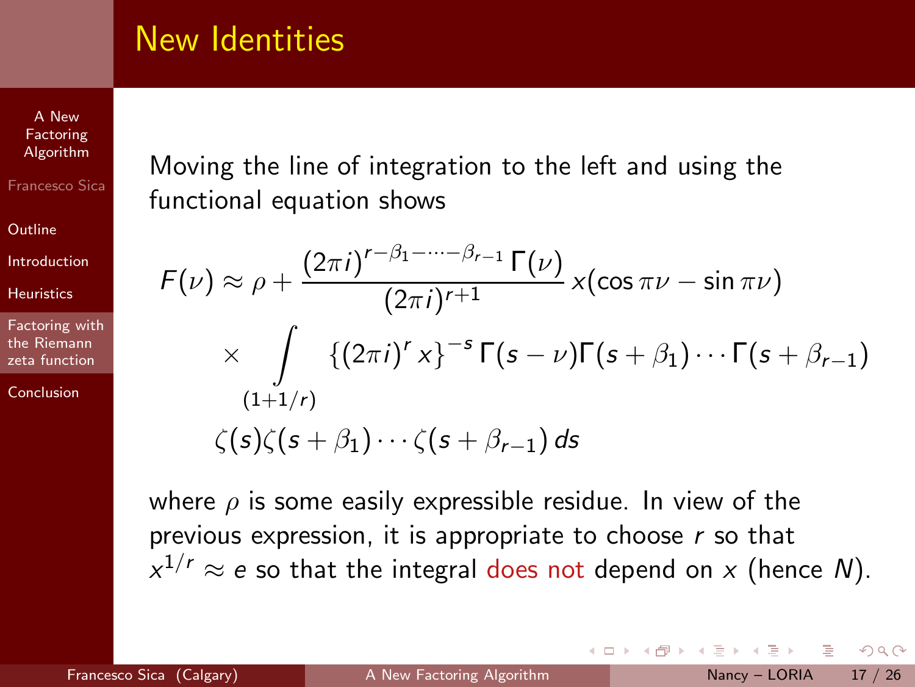## New Identities

Moving the line of integration to the left and using the functional equation shows

$$F(\nu) \approx \rho + \frac{(2\pi i)^{r-\beta_1-\cdots-\beta_{r-1}}\,\Gamma(\nu)}{(2\pi i)^{r+1}}\, x(\cos \pi\nu - \sin \pi\nu)$$

$$\times \int_{(1+1/r)} \{(2\pi i)^r x\}^{-s}\, \Gamma(s-\nu)\Gamma(s+\beta_1)\cdots\Gamma(s+\beta_{r-1})$$

$$\zeta(s)\zeta(s+\beta_1)\cdots\zeta(s+\beta_{r-1})\, ds$$

where $\rho$ is some easily expressible residue. In view of the previous expression, it is appropriate to choose $r$ so that $x^{1/r} \approx e$ so that the integral does not depend on $x$ (hence $N$).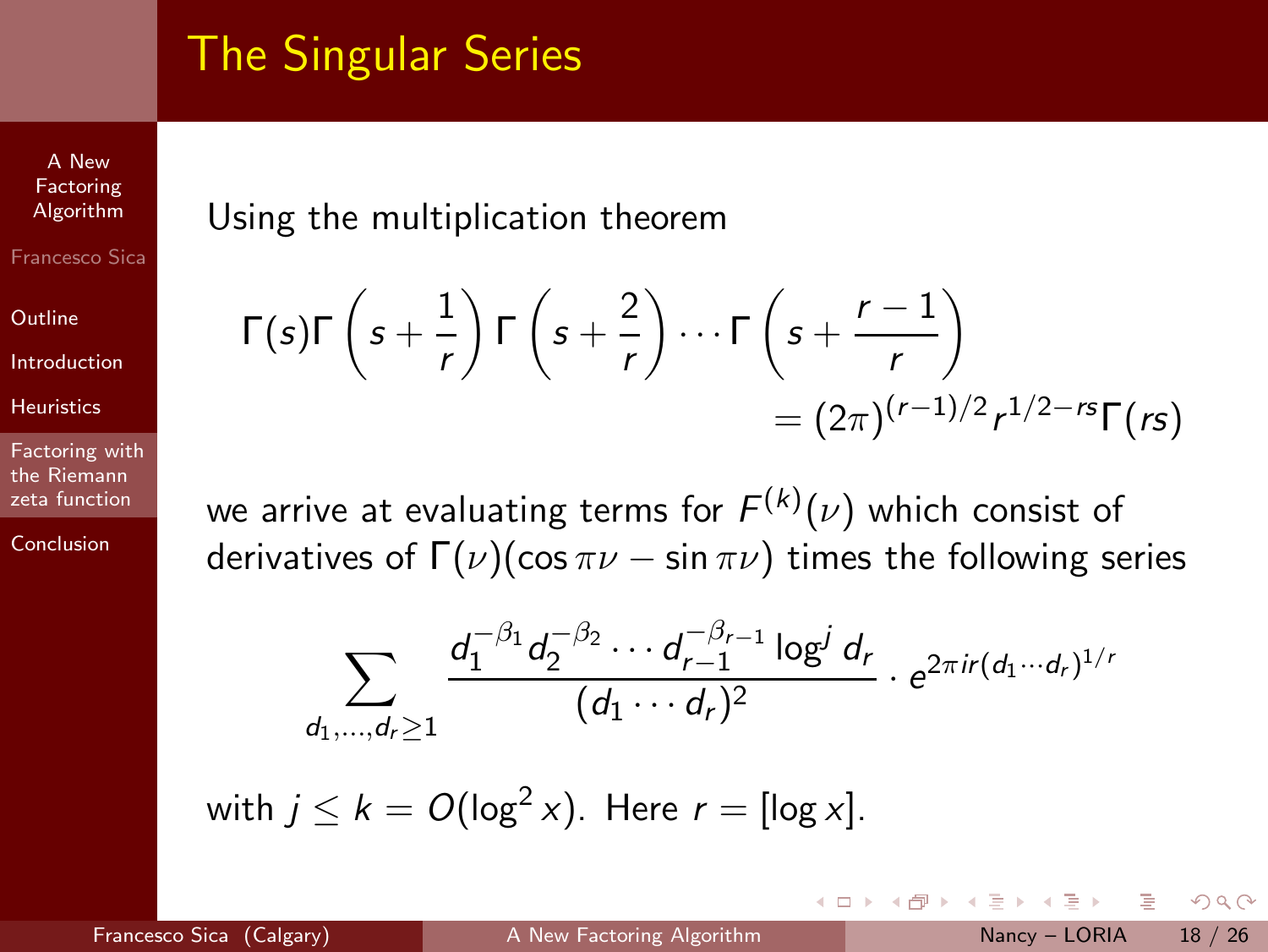# The Singular Series

Using the multiplication theorem

$$\Gamma(s)\Gamma\left(s+\frac{1}{r}\right)\Gamma\left(s+\frac{2}{r}\right)\cdots\Gamma\left(s+\frac{r-1}{r}\right) = (2\pi)^{(r-1)/2}r^{1/2-rs}\Gamma(rs)$$

we arrive at evaluating terms for $F^{(k)}(\nu)$ which consist of derivatives of $\Gamma(\nu)(\cos\pi\nu - \sin\pi\nu)$ times the following series

$$\sum_{d_1,\ldots,d_r\geq 1} \frac{d_1^{-\beta_1}d_2^{-\beta_2}\cdots d_{r-1}^{-\beta_{r-1}}\log^j d_r}{(d_1\cdots d_r)^2}\cdot e^{2\pi i r(d_1\cdots d_r)^{1/r}}$$

with $j \leq k = O(\log^2 x)$. Here $r = [\log x]$.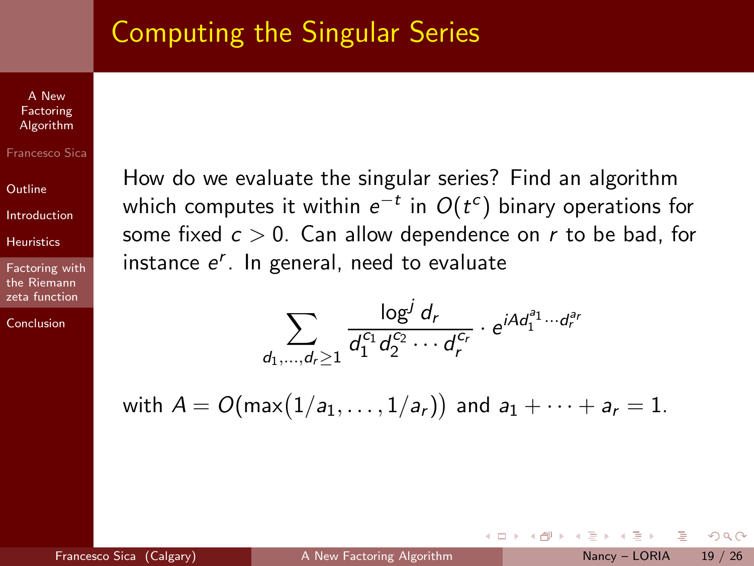# Computing the Singular Series

How do we evaluate the singular series? Find an algorithm which computes it within $e^{-t}$ in $O(t^c)$ binary operations for some fixed $c > 0$. Can allow dependence on $r$ to be bad, for instance $e^r$. In general, need to evaluate

$$\sum_{d_1,\ldots,d_r \geq 1} \frac{\log^j d_r}{d_1^{c_1} d_2^{c_2} \cdots d_r^{c_r}} \cdot e^{iAd_1^{a_1} \cdots d_r^{a_r}}$$

with $A = O(\max(1/a_1, \ldots, 1/a_r))$ and $a_1 + \cdots + a_r = 1$.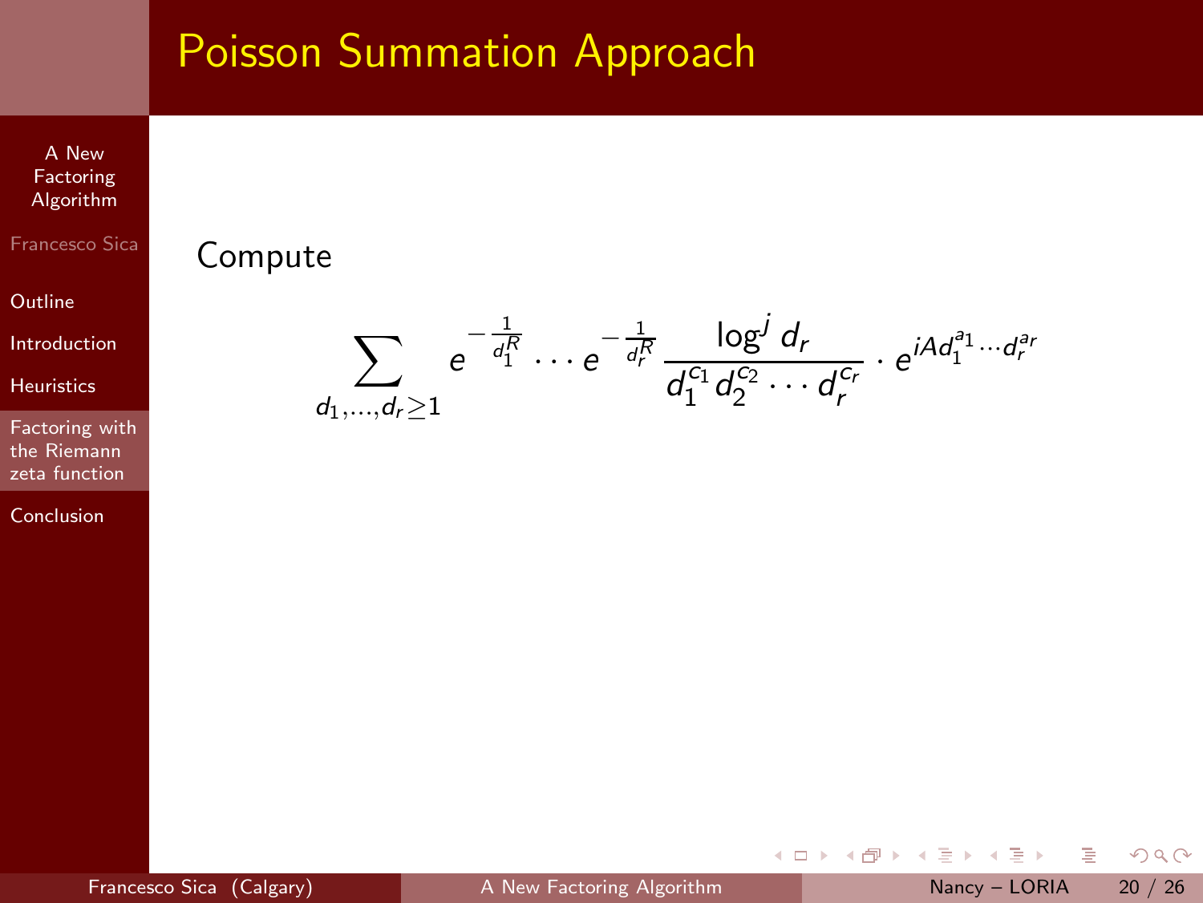# Poisson Summation Approach

Compute

$$\sum_{d_1,\ldots,d_r \geq 1} e^{-\frac{1}{d_1^R}} \cdots e^{-\frac{1}{d_r^R}} \frac{\log^j d_r}{d_1^{c_1} d_2^{c_2} \cdots d_r^{c_r}} \cdot e^{iAd_1^{a_1} \cdots d_r^{a_r}}$$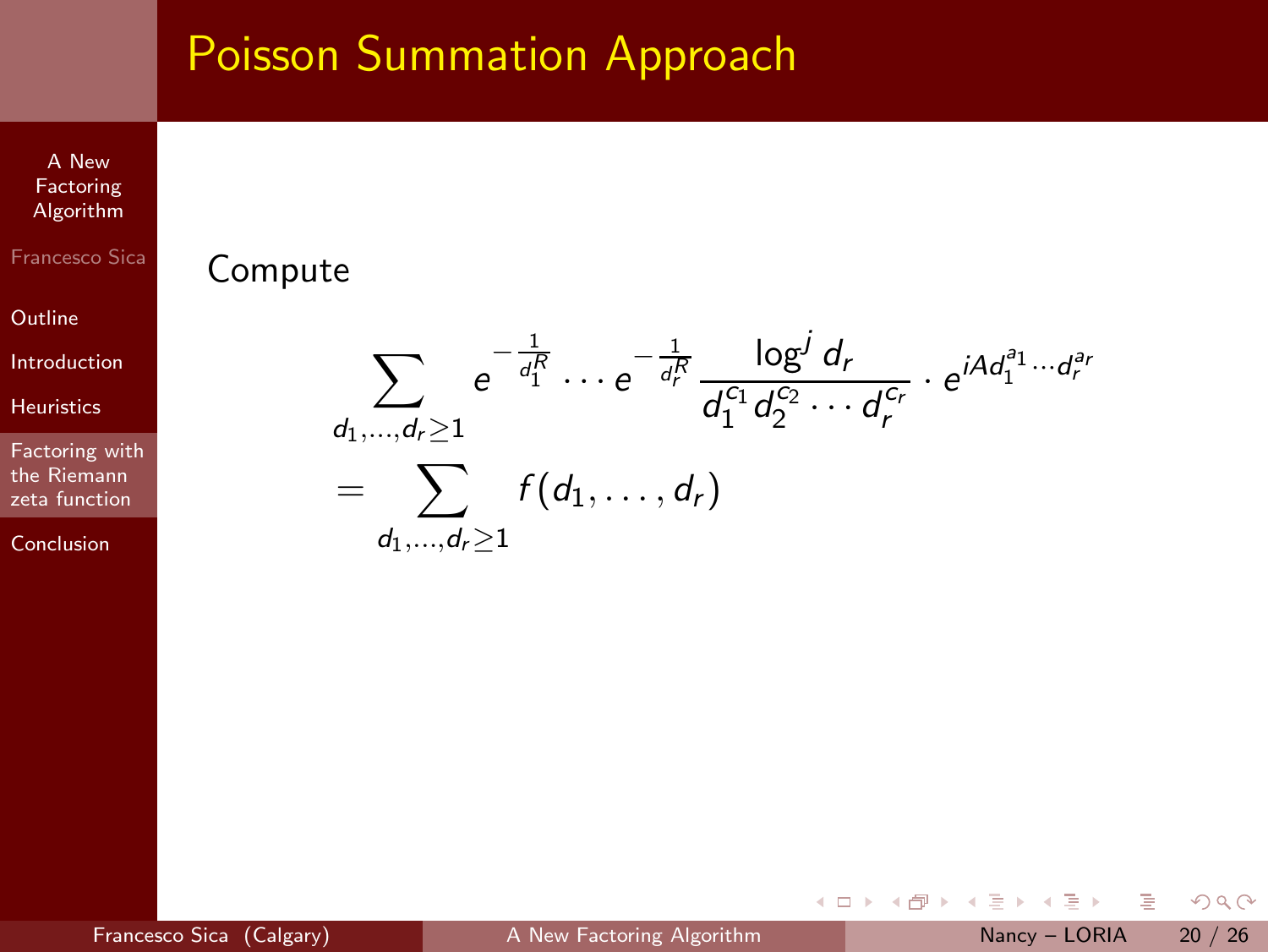# Poisson Summation Approach

Compute

$$\sum_{d_1,\ldots,d_r \geq 1} e^{-\frac{1}{d_1^R}} \cdots e^{-\frac{1}{d_r^R}} \frac{\log^j d_r}{d_1^{c_1} d_2^{c_2} \cdots d_r^{c_r}} \cdot e^{iAd_1^{a_1}\cdots d_r^{a_r}}$$

$$= \sum_{d_1,\ldots,d_r \geq 1} f(d_1, \ldots, d_r)$$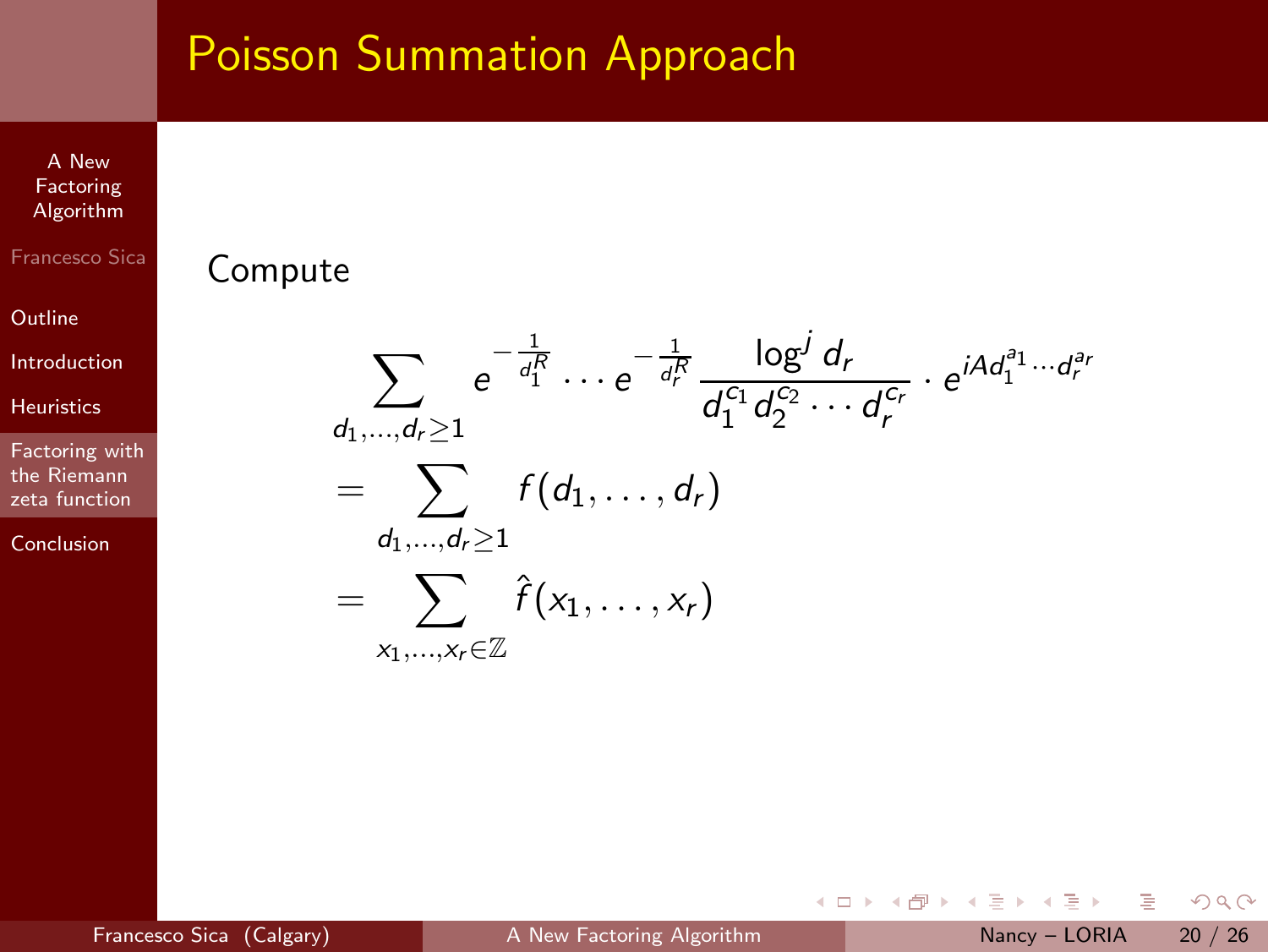# Poisson Summation Approach

Compute

$$\sum_{d_1,\ldots,d_r\geq 1} e^{-\frac{1}{d_1^R}}\cdots e^{-\frac{1}{d_r^R}} \frac{\log^j d_r}{d_1^{c_1} d_2^{c_2}\cdots d_r^{c_r}} \cdot e^{iAd_1^{a_1}\cdots d_r^{a_r}}$$

$$= \sum_{d_1,\ldots,d_r\geq 1} f(d_1,\ldots,d_r)$$

$$= \sum_{x_1,\ldots,x_r\in\mathbb{Z}} \hat{f}(x_1,\ldots,x_r)$$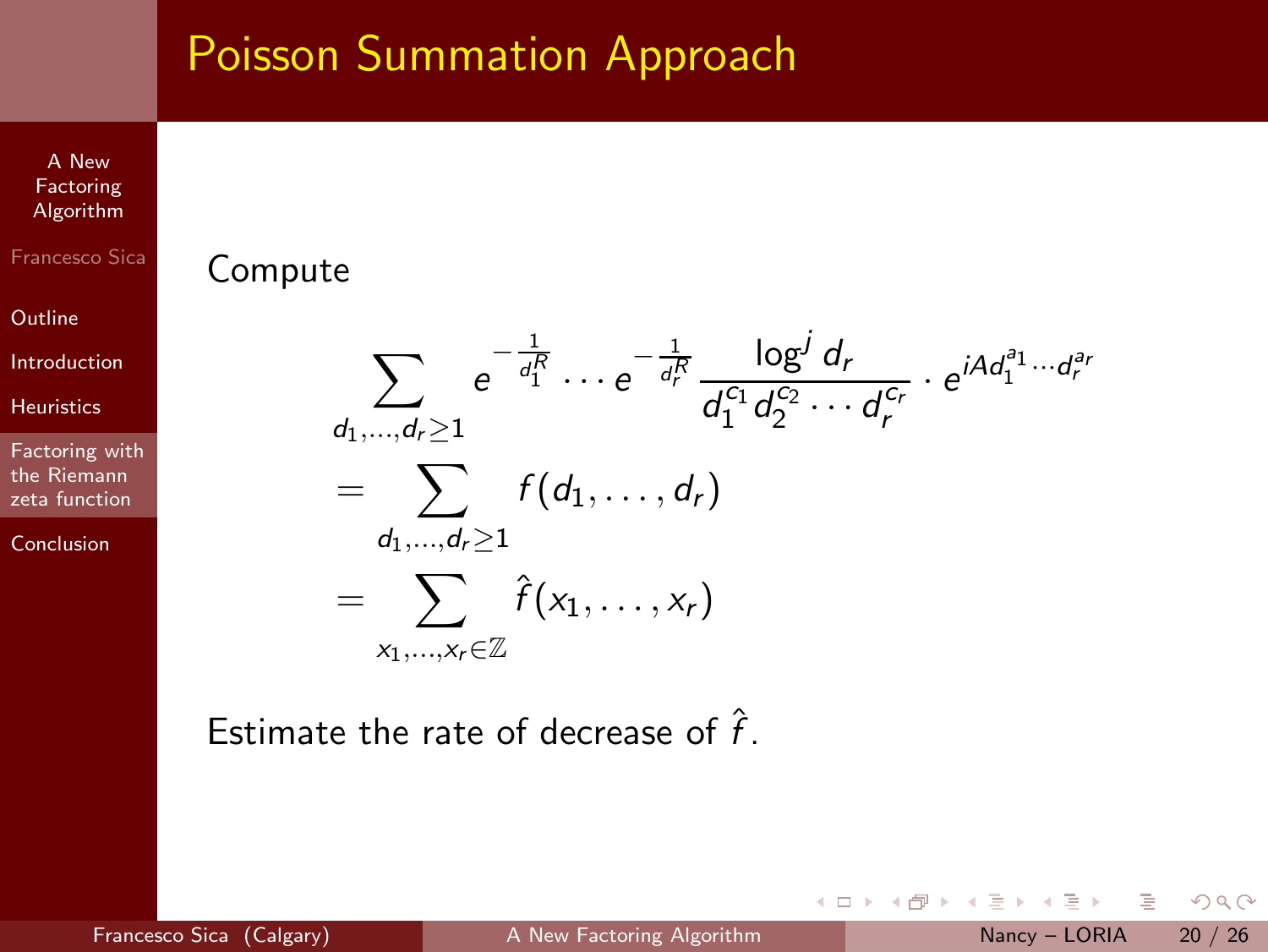# Poisson Summation Approach

Compute

$$
\begin{aligned}
&\sum_{d_1,\ldots,d_r \geq 1} e^{-\frac{1}{d_1^R}} \cdots e^{-\frac{1}{d_r^R}} \frac{\log^j d_r}{d_1^{c_1} d_2^{c_2} \cdots d_r^{c_r}} \cdot e^{iAd_1^{a_1} \cdots d_r^{a_r}} \\
&= \sum_{d_1,\ldots,d_r \geq 1} f(d_1, \ldots, d_r) \\
&= \sum_{x_1,\ldots,x_r \in \mathbb{Z}} \hat{f}(x_1, \ldots, x_r)
\end{aligned}
$$

Estimate the rate of decrease of $\hat{f}$.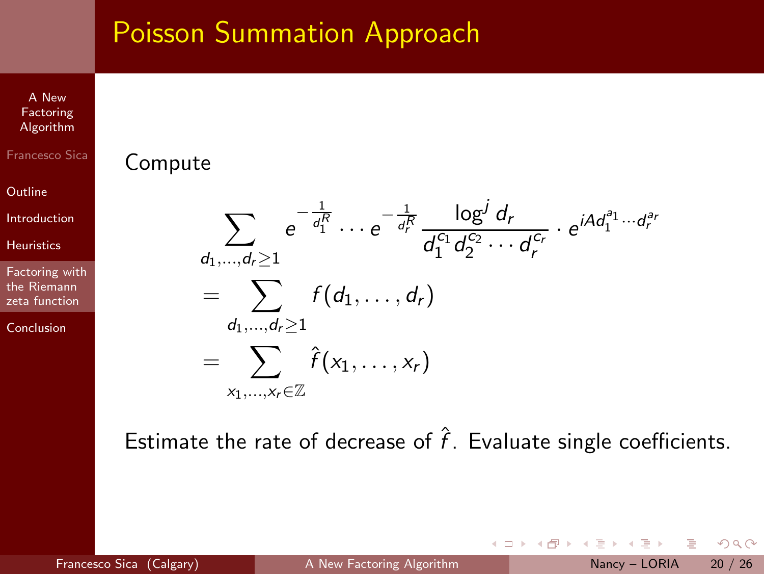## Poisson Summation Approach

Compute

$$
\begin{aligned}
&\sum_{d_1,\ldots,d_r \geq 1} e^{-\frac{1}{d_1^R}} \cdots e^{-\frac{1}{d_r^R}} \frac{\log^j d_r}{d_1^{c_1} d_2^{c_2} \cdots d_r^{c_r}} \cdot e^{iA d_1^{a_1} \cdots d_r^{a_r}} \\
&= \sum_{d_1,\ldots,d_r \geq 1} f(d_1,\ldots,d_r) \\
&= \sum_{x_1,\ldots,x_r \in \mathbb{Z}} \hat{f}(x_1,\ldots,x_r)
\end{aligned}
$$

Estimate the rate of decrease of $\hat{f}$. Evaluate single coefficients.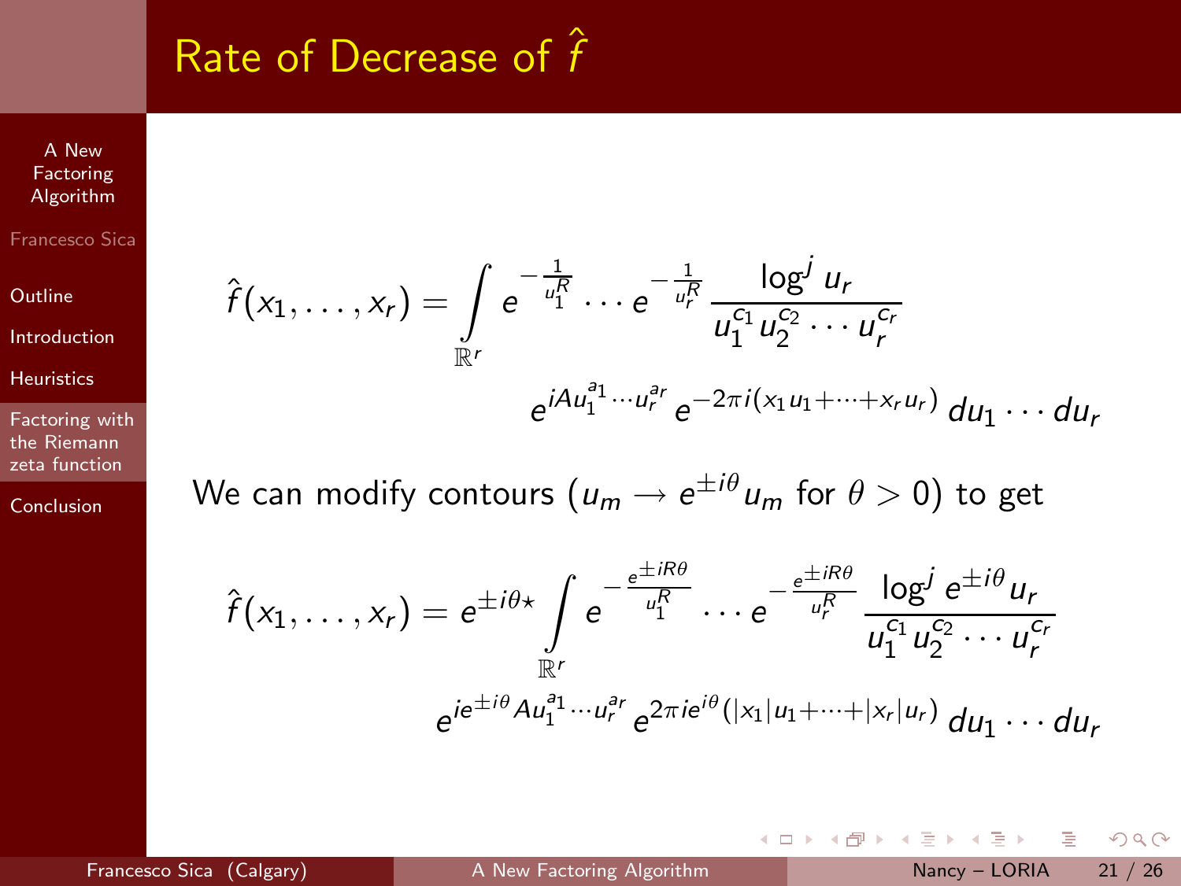# Rate of Decrease of $\hat{f}$

$$\hat{f}(x_1, \ldots, x_r) = \int_{\mathbb{R}^r} e^{-\frac{1}{u_1^R}} \cdots e^{-\frac{1}{u_r^R}} \frac{\log^j u_r}{u_1^{c_1} u_2^{c_2} \cdots u_r^{c_r}} e^{iAu_1^{a_1} \cdots u_r^{a_r}} e^{-2\pi i (x_1 u_1 + \cdots + x_r u_r)} \, du_1 \cdots du_r$$

We can modify contours ($u_m \to e^{\pm i\theta} u_m$ for $\theta > 0$) to get

$$\hat{f}(x_1, \ldots, x_r) = e^{\pm i\theta \star} \int_{\mathbb{R}^r} e^{-\frac{e^{\pm iR\theta}}{u_1^R}} \cdots e^{-\frac{e^{\pm iR\theta}}{u_r^R}} \frac{\log^j e^{\pm i\theta} u_r}{u_1^{c_1} u_2^{c_2} \cdots u_r^{c_r}} e^{ie^{\pm i\theta} A u_1^{a_1} \cdots u_r^{a_r}} e^{2\pi i e^{i\theta} (|x_1| u_1 + \cdots + |x_r| u_r)} \, du_1 \cdots du_r$$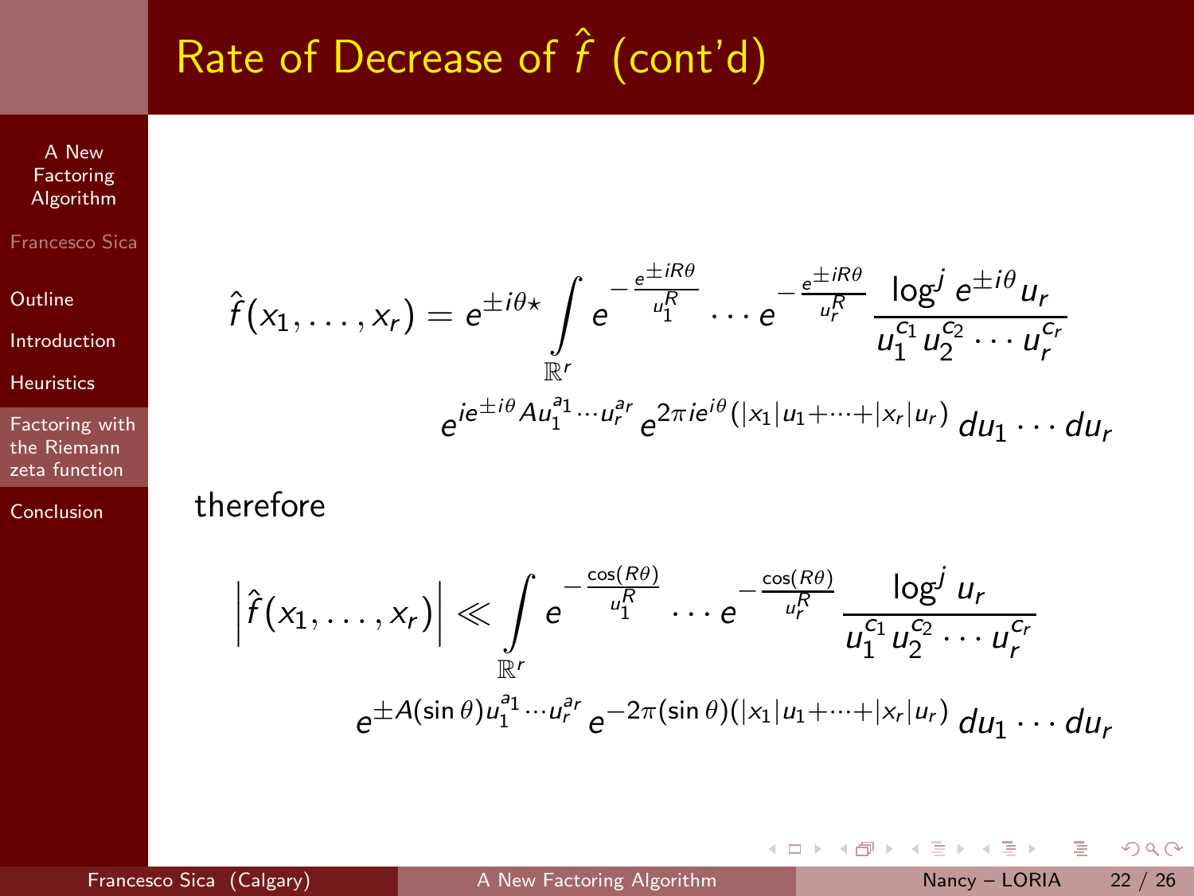# Rate of Decrease of $\hat{f}$ (cont'd)

$$\hat{f}(x_1, \ldots, x_r) = e^{\pm i\theta\star} \int_{\mathbb{R}^r} e^{-\frac{e^{\pm iR\theta}}{u_1^R}} \cdots e^{-\frac{e^{\pm iR\theta}}{u_r^R}} \frac{\log^j e^{\pm i\theta} u_r}{u_1^{c_1} u_2^{c_2} \cdots u_r^{c_r}}$$

$$e^{ie^{\pm i\theta} A u_1^{a_1} \cdots u_r^{a_r}} e^{2\pi i e^{i\theta}(|x_1|u_1 + \cdots + |x_r|u_r)} \, du_1 \cdots du_r$$

therefore

$$\left|\hat{f}(x_1, \ldots, x_r)\right| \ll \int_{\mathbb{R}^r} e^{-\frac{\cos(R\theta)}{u_1^R}} \cdots e^{-\frac{\cos(R\theta)}{u_r^R}} \frac{\log^j u_r}{u_1^{c_1} u_2^{c_2} \cdots u_r^{c_r}}$$

$$e^{\pm A(\sin\theta) u_1^{a_1} \cdots u_r^{a_r}} e^{-2\pi(\sin\theta)(|x_1|u_1 + \cdots + |x_r|u_r)} \, du_1 \cdots du_r$$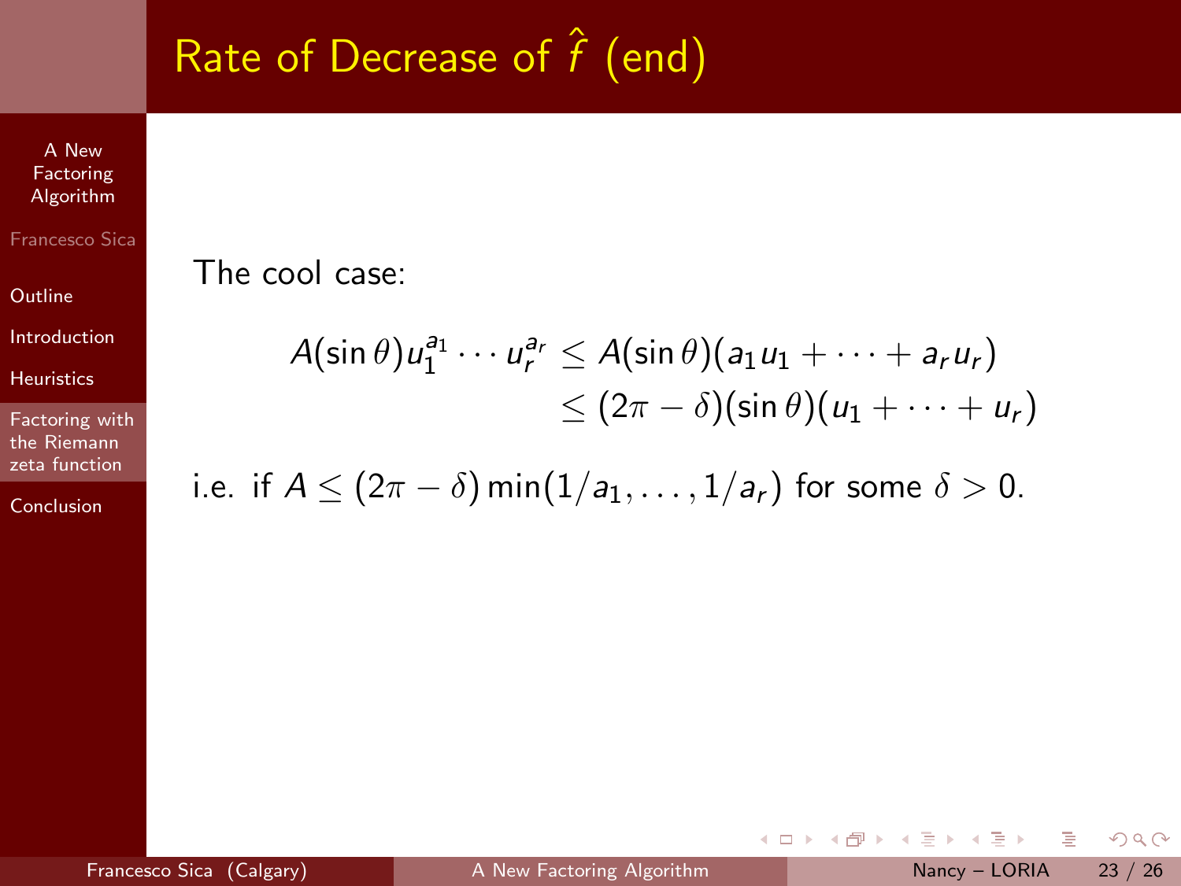# Rate of Decrease of $\hat{f}$ (end)

The cool case:

$$
\begin{aligned}
A(\sin\theta)u_1^{a_1}\cdots u_r^{a_r} &\leq A(\sin\theta)(a_1u_1+\cdots+a_ru_r)\\
&\leq (2\pi-\delta)(\sin\theta)(u_1+\cdots+u_r)
\end{aligned}
$$

i.e. if $A \leq (2\pi-\delta)\min(1/a_1,\ldots,1/a_r)$ for some $\delta > 0$.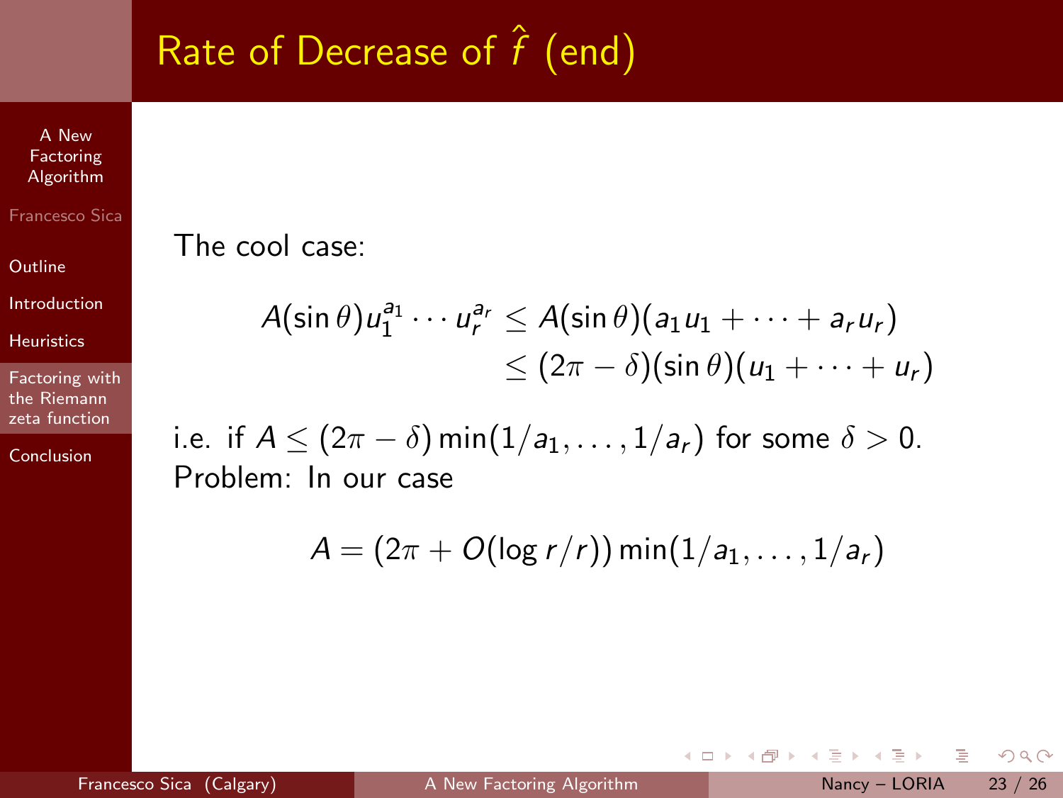# Rate of Decrease of $\hat{f}$ (end)

The cool case:

$$
\begin{aligned}
A(\sin\theta)u_1^{a_1}\cdots u_r^{a_r} &\le A(\sin\theta)(a_1 u_1 + \cdots + a_r u_r) \\
&\le (2\pi - \delta)(\sin\theta)(u_1 + \cdots + u_r)
\end{aligned}
$$

i.e. if $A \le (2\pi - \delta)\min(1/a_1, \ldots, 1/a_r)$ for some $\delta > 0$.
Problem: In our case

$$
A = (2\pi + O(\log r/r))\min(1/a_1, \ldots, 1/a_r)
$$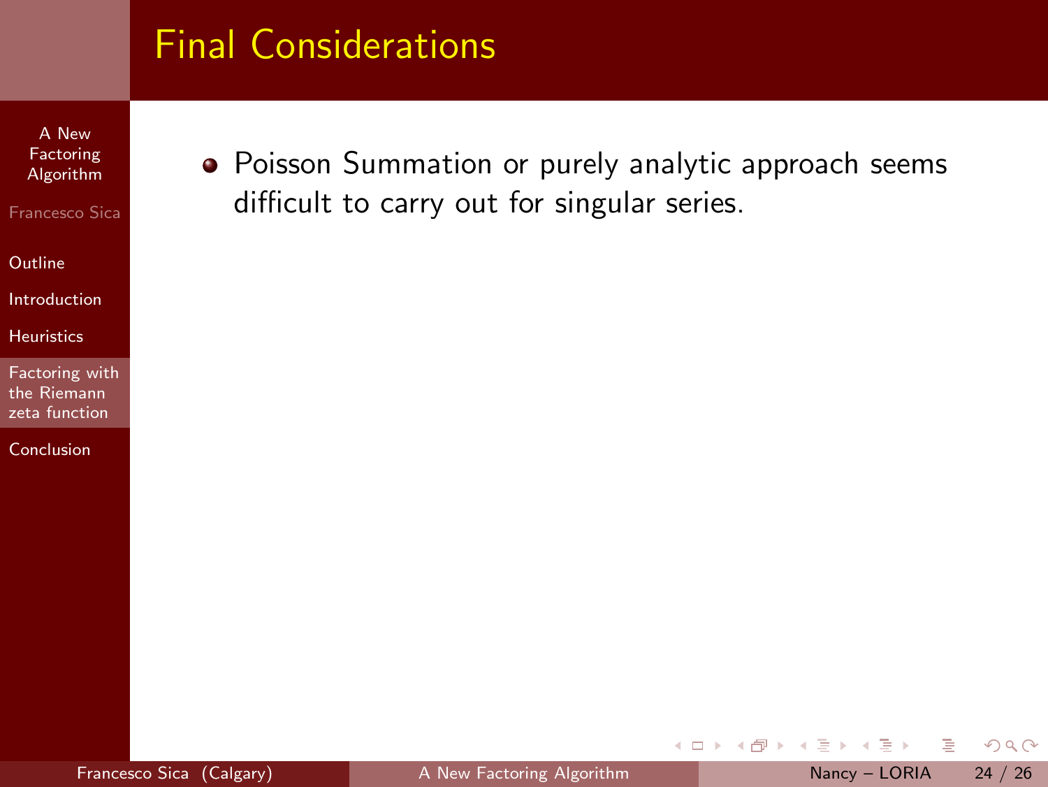## Final Considerations

- Poisson Summation or purely analytic approach seems difficult to carry out for singular series.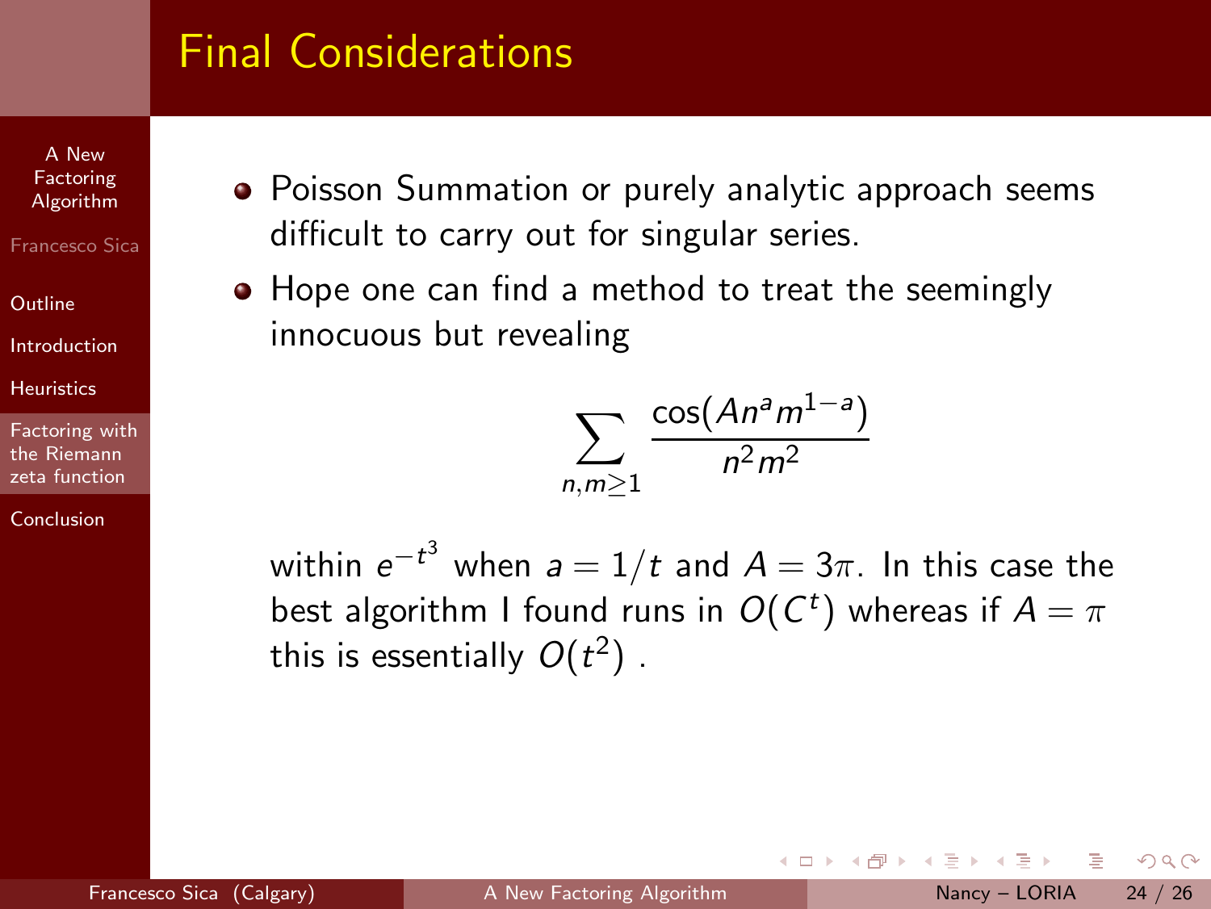# Final Considerations

- Poisson Summation or purely analytic approach seems difficult to carry out for singular series.
- Hope one can find a method to treat the seemingly innocuous but revealing

$$\sum_{n,m\geq 1} \frac{\cos(An^a m^{1-a})}{n^2 m^2}$$

within $e^{-t^3}$ when $a = 1/t$ and $A = 3\pi$. In this case the best algorithm I found runs in $O(C^t)$ whereas if $A = \pi$ this is essentially $O(t^2)$ .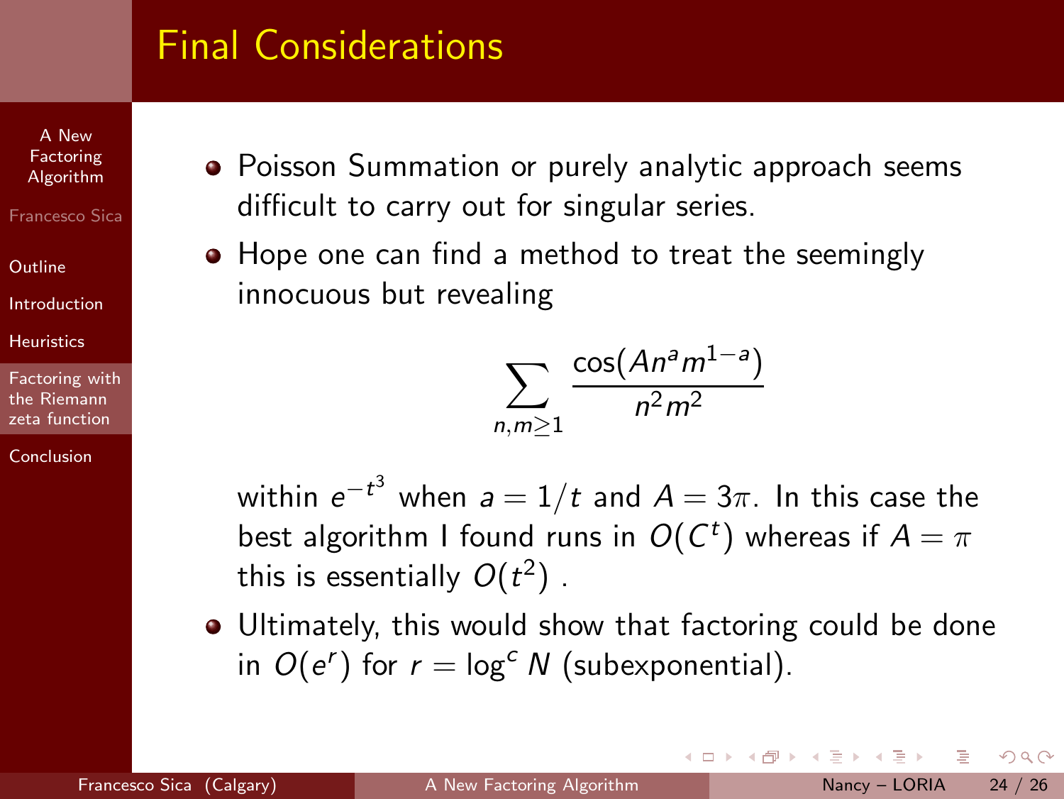## Final Considerations

- Poisson Summation or purely analytic approach seems difficult to carry out for singular series.
- Hope one can find a method to treat the seemingly innocuous but revealing

$$\sum_{n,m\geq 1} \frac{\cos(An^a m^{1-a})}{n^2 m^2}$$

  within $e^{-t^3}$ when $a = 1/t$ and $A = 3\pi$. In this case the best algorithm I found runs in $O(C^t)$ whereas if $A = \pi$ this is essentially $O(t^2)$ .
- Ultimately, this would show that factoring could be done in $O(e^r)$ for $r = \log^c N$ (subexponential).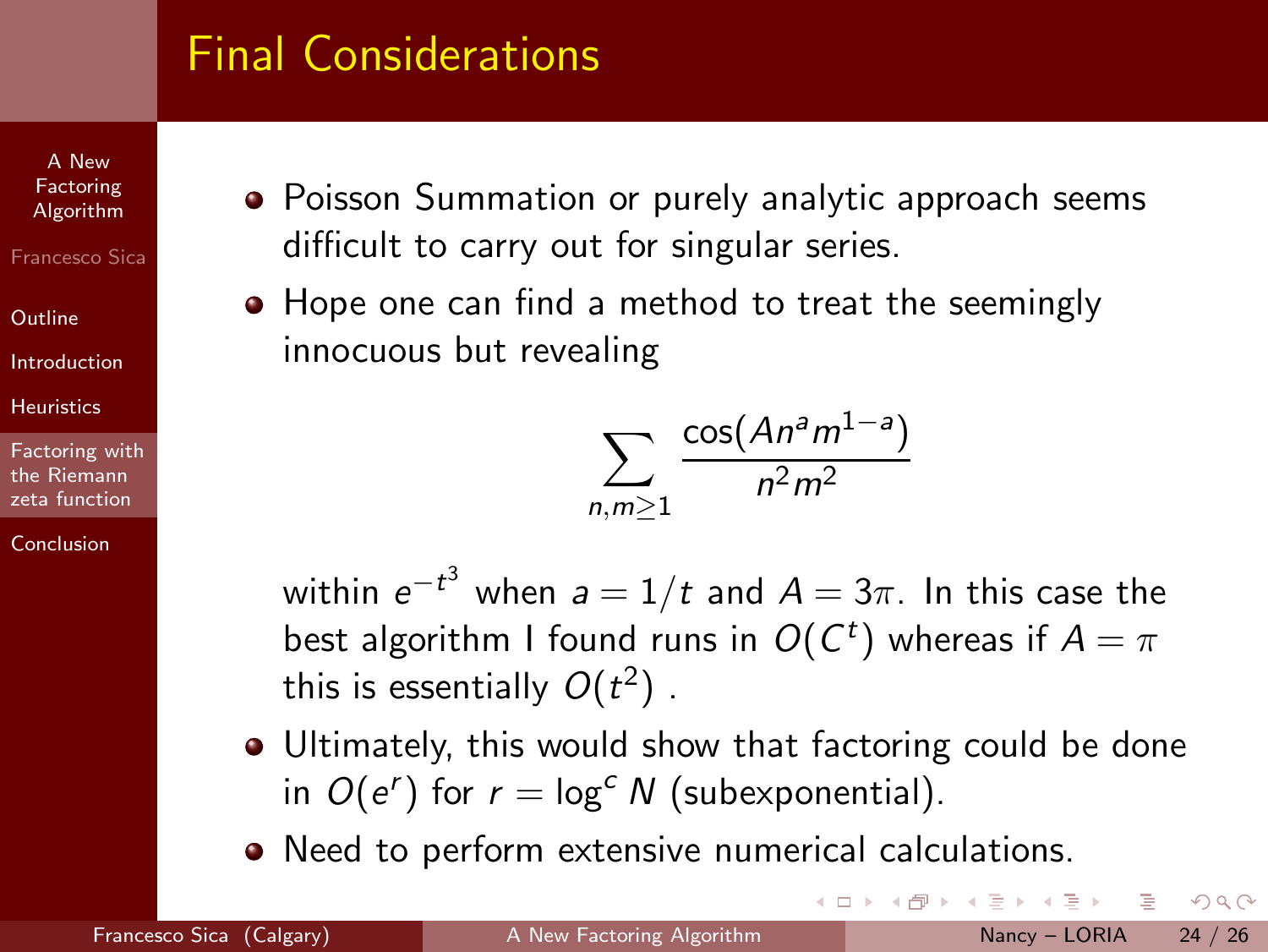# Final Considerations

- Poisson Summation or purely analytic approach seems difficult to carry out for singular series.
- Hope one can find a method to treat the seemingly innocuous but revealing

$$\sum_{n,m\geq 1} \frac{\cos(An^a m^{1-a})}{n^2 m^2}$$

  within $e^{-t^3}$ when $a = 1/t$ and $A = 3\pi$. In this case the best algorithm I found runs in $O(C^t)$ whereas if $A = \pi$ this is essentially $O(t^2)$ .
- Ultimately, this would show that factoring could be done in $O(e^r)$ for $r = \log^c N$ (subexponential).
- Need to perform extensive numerical calculations.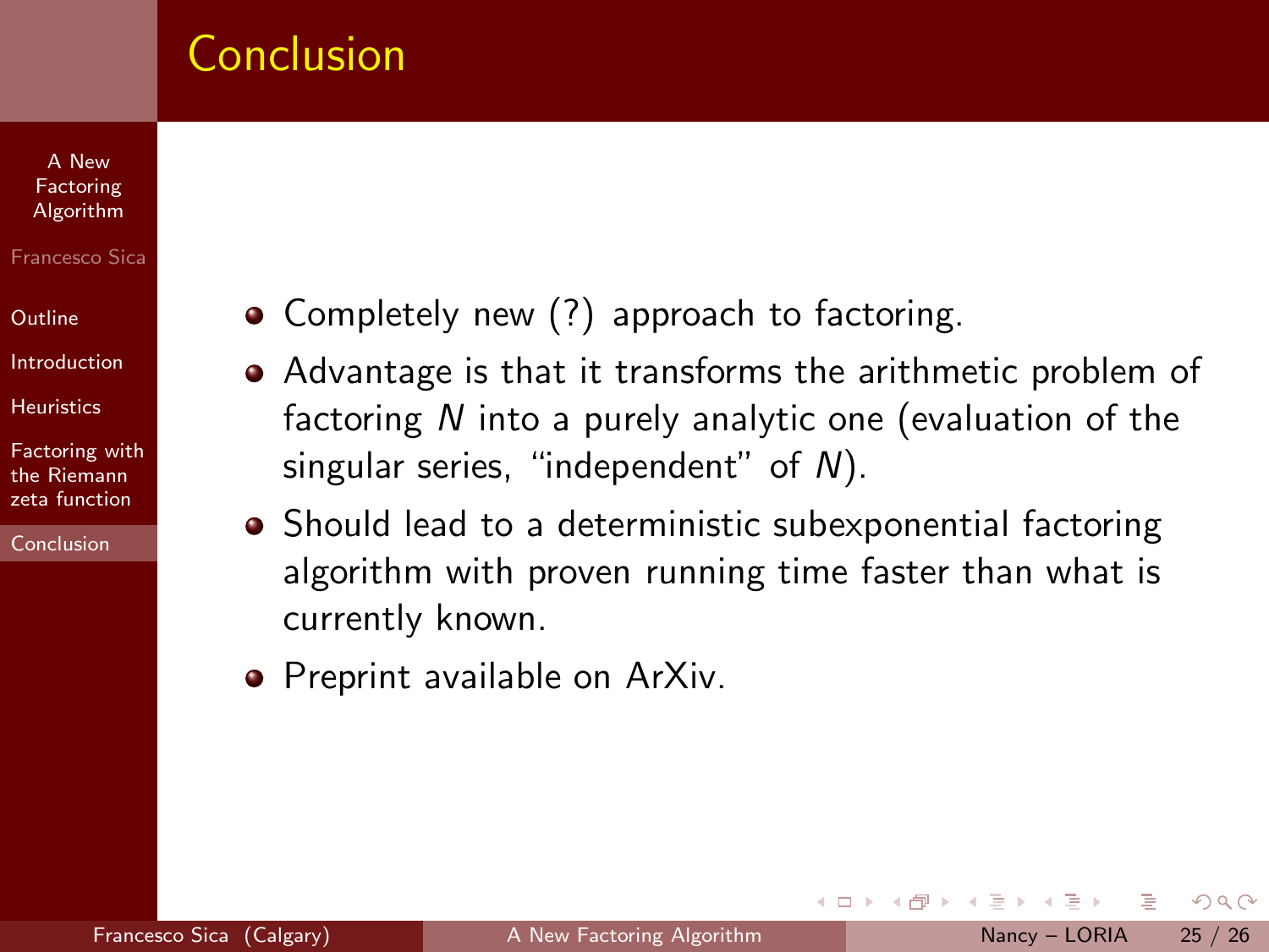# Conclusion

- Completely new (?) approach to factoring.
- Advantage is that it transforms the arithmetic problem of factoring $N$ into a purely analytic one (evaluation of the singular series, "independent" of $N$).
- Should lead to a deterministic subexponential factoring algorithm with proven running time faster than what is currently known.
- Preprint available on ArXiv.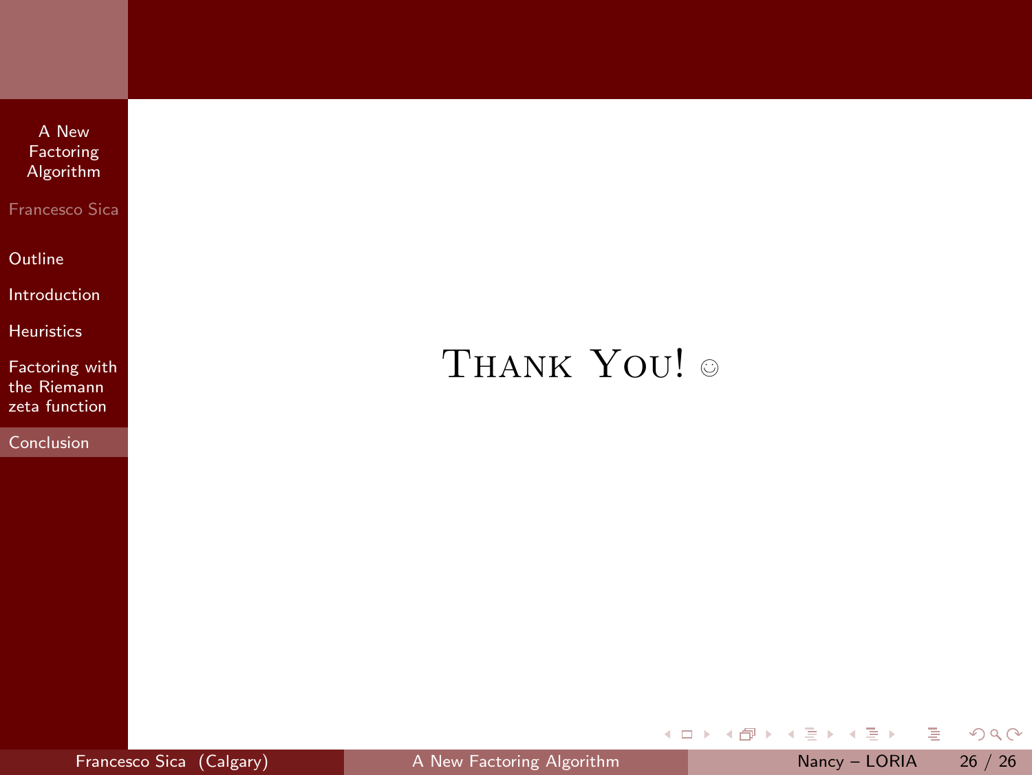Thank You! ☺